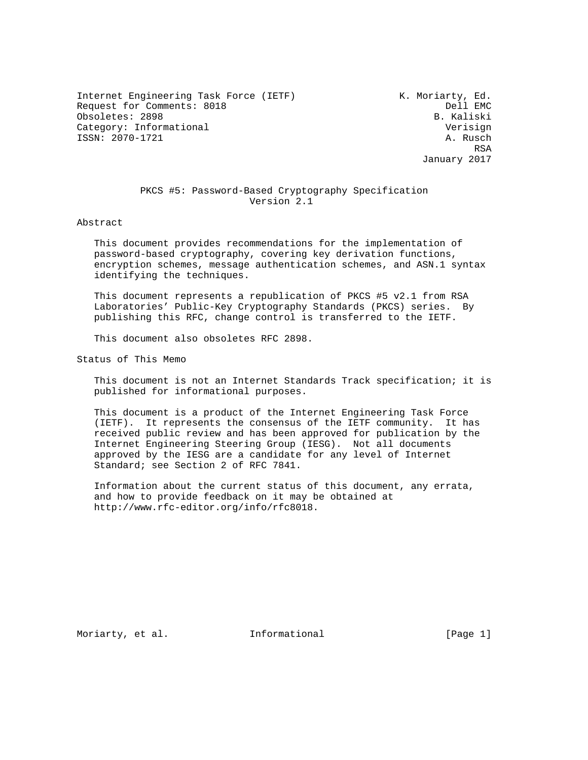Internet Engineering Task Force (IETF) K. Moriarty, Ed.
Request for Comments: 8018 Dell EMC
Obsoletes: 2898 B. Kaliski
Category: Informational Verisign
ISSN: 2070-1721 A. Rusch
RSA
January 2017

# PKCS #5: Password-Based Cryptography Specification Version 2.1

## Abstract

This document provides recommendations for the implementation of password-based cryptography, covering key derivation functions, encryption schemes, message authentication schemes, and ASN.1 syntax identifying the techniques.

This document represents a republication of PKCS #5 v2.1 from RSA Laboratories' Public-Key Cryptography Standards (PKCS) series. By publishing this RFC, change control is transferred to the IETF.

This document also obsoletes RFC 2898.

## Status of This Memo

This document is not an Internet Standards Track specification; it is published for informational purposes.

This document is a product of the Internet Engineering Task Force (IETF). It represents the consensus of the IETF community. It has received public review and has been approved for publication by the Internet Engineering Steering Group (IESG). Not all documents approved by the IESG are a candidate for any level of Internet Standard; see Section 2 of RFC 7841.

Information about the current status of this document, any errata, and how to provide feedback on it may be obtained at http://www.rfc-editor.org/info/rfc8018.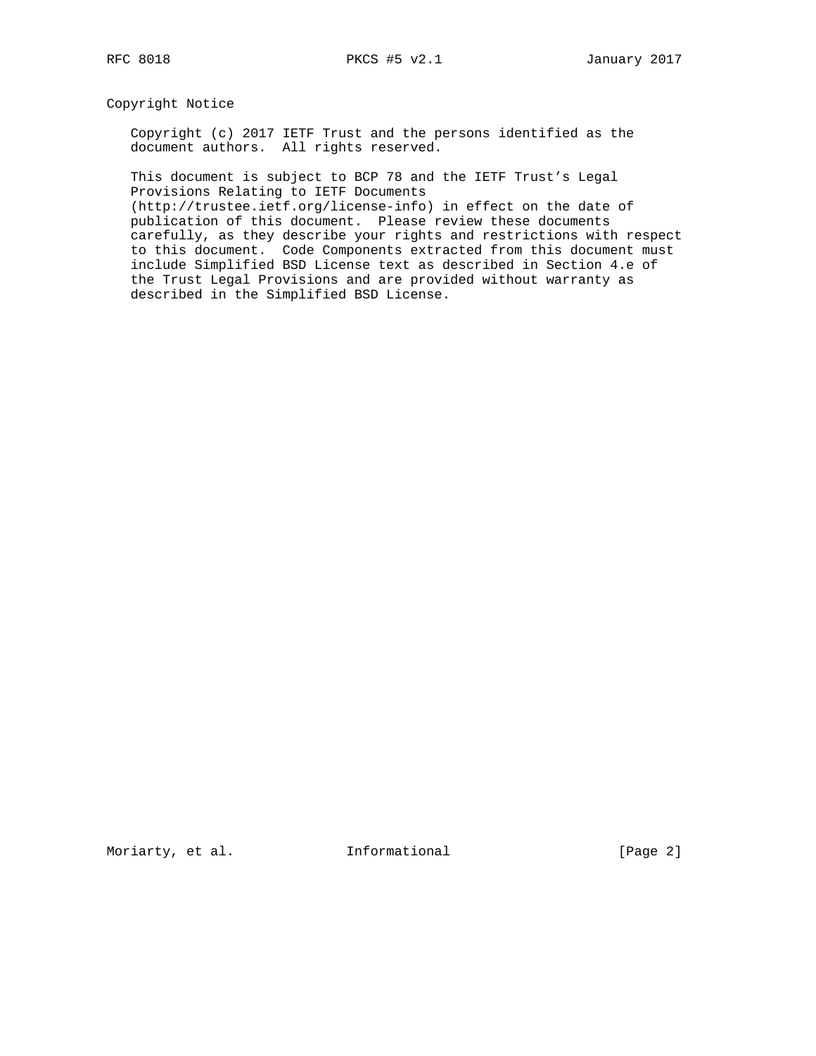## Copyright Notice

Copyright (c) 2017 IETF Trust and the persons identified as the document authors. All rights reserved.

This document is subject to BCP 78 and the IETF Trust's Legal Provisions Relating to IETF Documents (http://trustee.ietf.org/license-info) in effect on the date of publication of this document. Please review these documents carefully, as they describe your rights and restrictions with respect to this document. Code Components extracted from this document must include Simplified BSD License text as described in Section 4.e of the Trust Legal Provisions and are provided without warranty as described in the Simplified BSD License.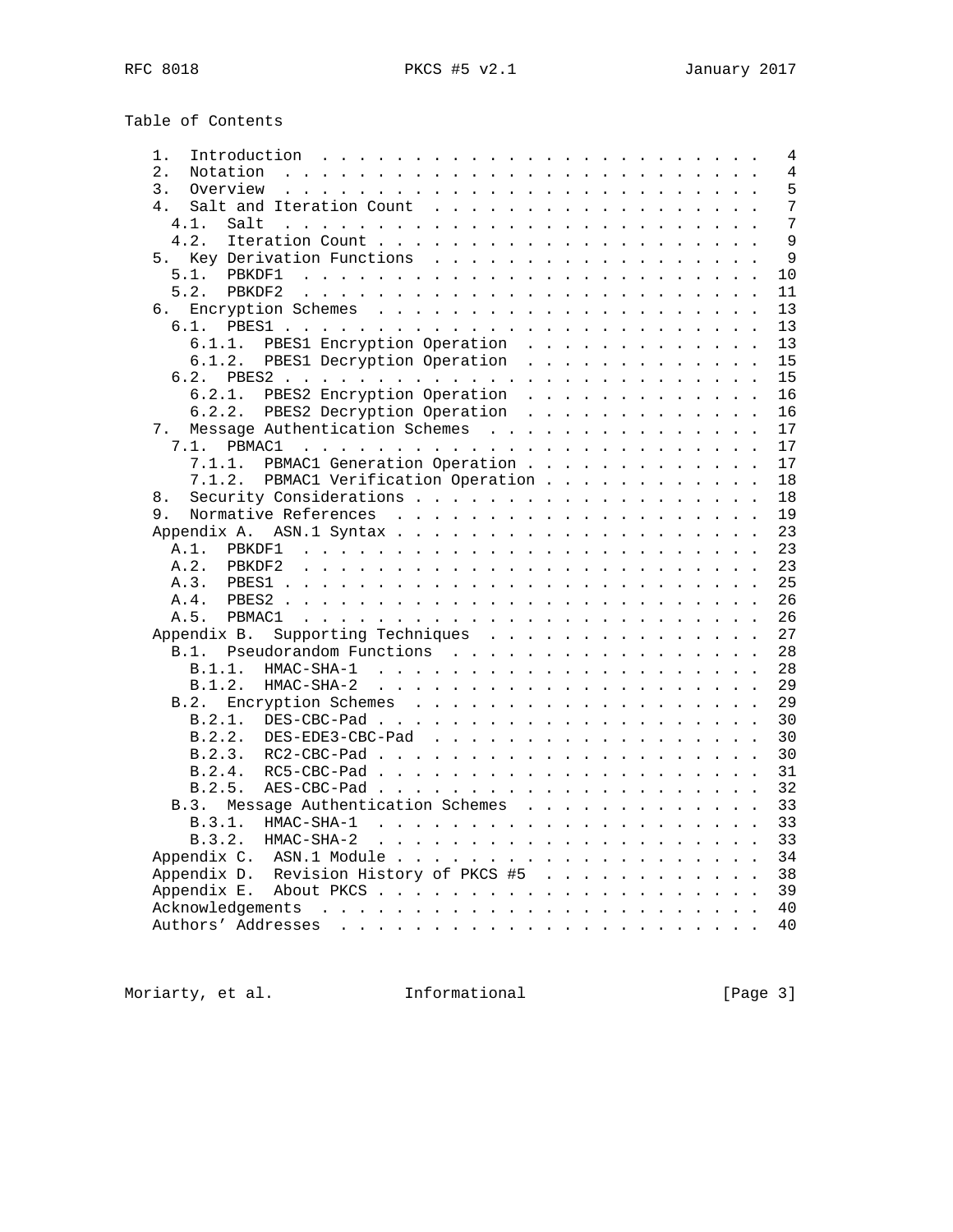Table of Contents

```
   1.  Introduction . . . . . . . . . . . . . . . . . . . . . . . .   4
   2.  Notation . . . . . . . . . . . . . . . . . . . . . . . . . .   4
   3.  Overview . . . . . . . . . . . . . . . . . . . . . . . . . .   5
   4.  Salt and Iteration Count . . . . . . . . . . . . . . . . . .   7
     4.1.  Salt . . . . . . . . . . . . . . . . . . . . . . . . . .   7
     4.2.  Iteration Count . . . . . . . . . . . . . . . . . . . . .   9
   5.  Key Derivation Functions . . . . . . . . . . . . . . . . . .   9
     5.1.  PBKDF1 . . . . . . . . . . . . . . . . . . . . . . . . .  10
     5.2.  PBKDF2 . . . . . . . . . . . . . . . . . . . . . . . . .  11
   6.  Encryption Schemes . . . . . . . . . . . . . . . . . . . . .  13
     6.1.  PBES1 . . . . . . . . . . . . . . . . . . . . . . . . . .  13
       6.1.1.  PBES1 Encryption Operation . . . . . . . . . . . . .  13
       6.1.2.  PBES1 Decryption Operation . . . . . . . . . . . . .  15
     6.2.  PBES2 . . . . . . . . . . . . . . . . . . . . . . . . . .  15
       6.2.1.  PBES2 Encryption Operation . . . . . . . . . . . . .  16
       6.2.2.  PBES2 Decryption Operation . . . . . . . . . . . . .  16
   7.  Message Authentication Schemes . . . . . . . . . . . . . . .  17
     7.1.  PBMAC1 . . . . . . . . . . . . . . . . . . . . . . . . .  17
       7.1.1.  PBMAC1 Generation Operation . . . . . . . . . . . . .  17
       7.1.2.  PBMAC1 Verification Operation . . . . . . . . . . . .  18
   8.  Security Considerations . . . . . . . . . . . . . . . . . . .  18
   9.  Normative References . . . . . . . . . . . . . . . . . . . .  19
   Appendix A.  ASN.1 Syntax . . . . . . . . . . . . . . . . . . . .  23
     A.1.  PBKDF1 . . . . . . . . . . . . . . . . . . . . . . . . .  23
     A.2.  PBKDF2 . . . . . . . . . . . . . . . . . . . . . . . . .  23
     A.3.  PBES1 . . . . . . . . . . . . . . . . . . . . . . . . . .  25
     A.4.  PBES2 . . . . . . . . . . . . . . . . . . . . . . . . . .  26
     A.5.  PBMAC1 . . . . . . . . . . . . . . . . . . . . . . . . .  26
   Appendix B.  Supporting Techniques . . . . . . . . . . . . . . .  27
     B.1.  Pseudorandom Functions . . . . . . . . . . . . . . . . .  28
       B.1.1.  HMAC-SHA-1 . . . . . . . . . . . . . . . . . . . . .  28
       B.1.2.  HMAC-SHA-2 . . . . . . . . . . . . . . . . . . . . .  29
     B.2.  Encryption Schemes . . . . . . . . . . . . . . . . . . .  29
       B.2.1.  DES-CBC-Pad . . . . . . . . . . . . . . . . . . . . .  30
       B.2.2.  DES-EDE3-CBC-Pad . . . . . . . . . . . . . . . . . .  30
       B.2.3.  RC2-CBC-Pad . . . . . . . . . . . . . . . . . . . . .  30
       B.2.4.  RC5-CBC-Pad . . . . . . . . . . . . . . . . . . . . .  31
       B.2.5.  AES-CBC-Pad . . . . . . . . . . . . . . . . . . . . .  32
     B.3.  Message Authentication Schemes . . . . . . . . . . . . .  33
       B.3.1.  HMAC-SHA-1 . . . . . . . . . . . . . . . . . . . . .  33
       B.3.2.  HMAC-SHA-2 . . . . . . . . . . . . . . . . . . . . .  33
   Appendix C.  ASN.1 Module . . . . . . . . . . . . . . . . . . . .  34
   Appendix D.  Revision History of PKCS #5 . . . . . . . . . . . .  38
   Appendix E.  About PKCS . . . . . . . . . . . . . . . . . . . . .  39
   Acknowledgements . . . . . . . . . . . . . . . . . . . . . . . .  40
   Authors' Addresses . . . . . . . . . . . . . . . . . . . . . . .  40
```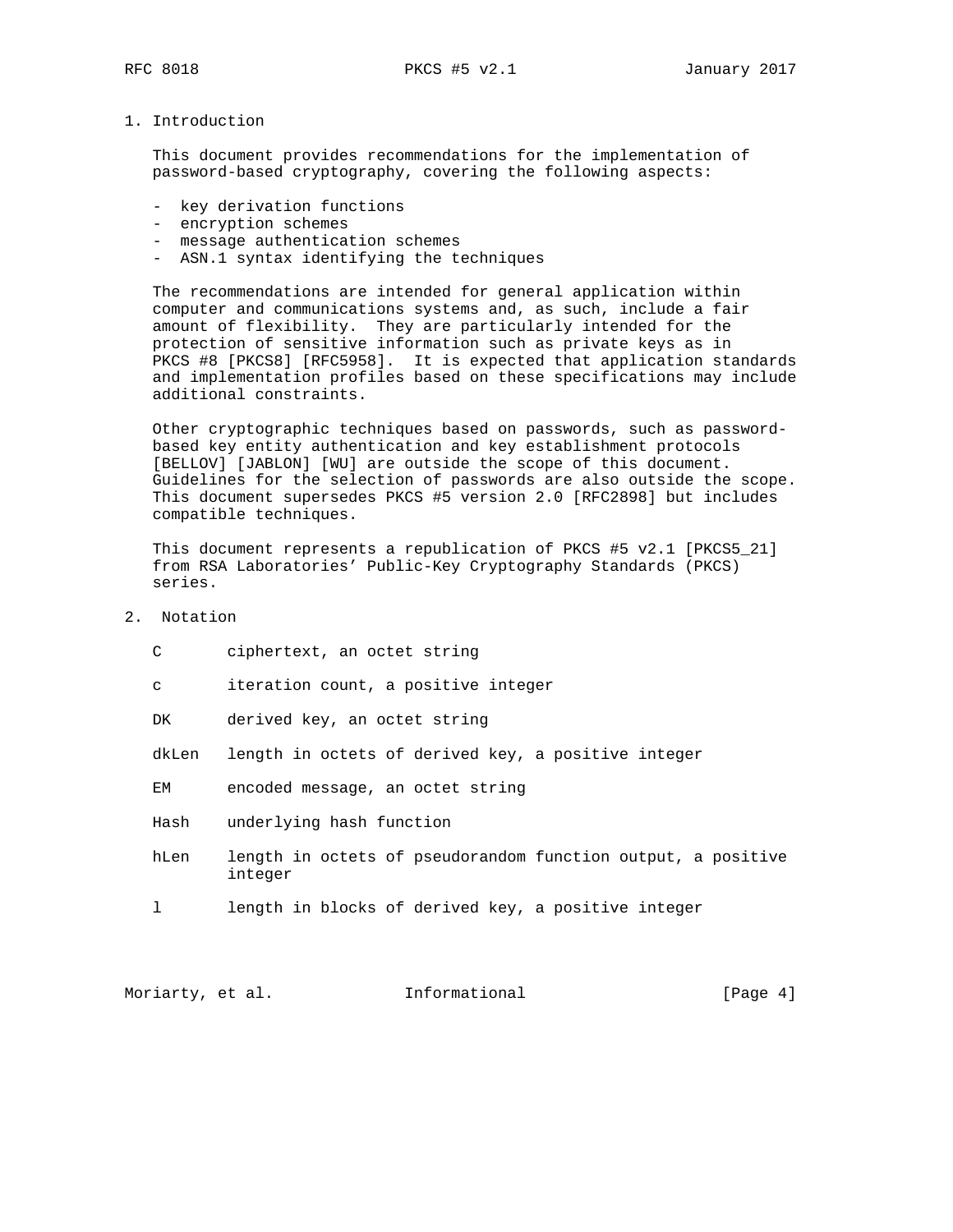# 1. Introduction

This document provides recommendations for the implementation of password-based cryptography, covering the following aspects:

- key derivation functions
- encryption schemes
- message authentication schemes
- ASN.1 syntax identifying the techniques

The recommendations are intended for general application within computer and communications systems and, as such, include a fair amount of flexibility. They are particularly intended for the protection of sensitive information such as private keys as in PKCS #8 [PKCS8] [RFC5958]. It is expected that application standards and implementation profiles based on these specifications may include additional constraints.

Other cryptographic techniques based on passwords, such as password-based key entity authentication and key establishment protocols [BELLOV] [JABLON] [WU] are outside the scope of this document. Guidelines for the selection of passwords are also outside the scope. This document supersedes PKCS #5 version 2.0 [RFC2898] but includes compatible techniques.

This document represents a republication of PKCS #5 v2.1 [PKCS5_21] from RSA Laboratories' Public-Key Cryptography Standards (PKCS) series.

# 2. Notation

C       ciphertext, an octet string

c       iteration count, a positive integer

DK      derived key, an octet string

dkLen   length in octets of derived key, a positive integer

EM      encoded message, an octet string

Hash    underlying hash function

hLen    length in octets of pseudorandom function output, a positive integer

l       length in blocks of derived key, a positive integer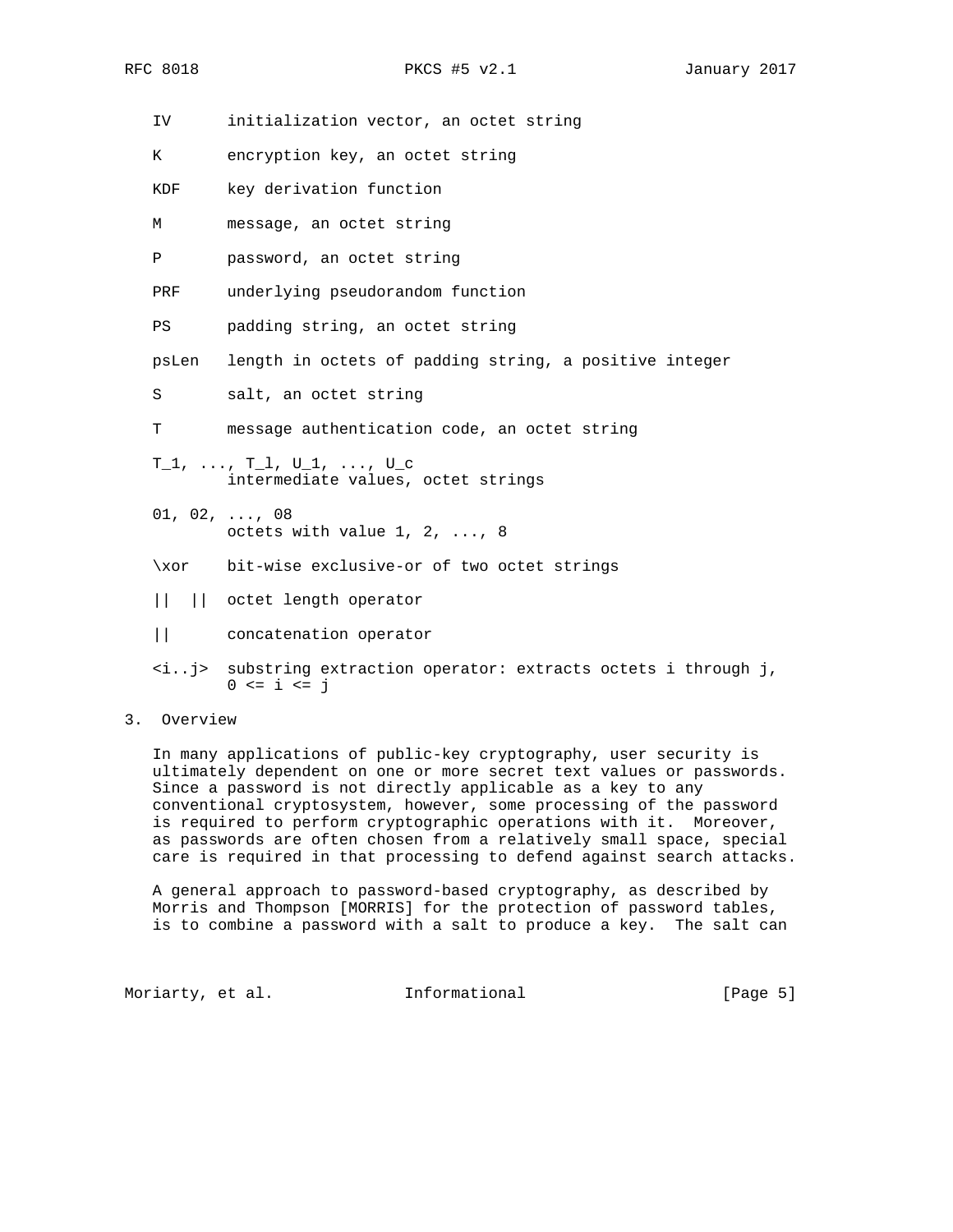IV initialization vector, an octet string

K encryption key, an octet string

KDF key derivation function

M message, an octet string

P password, an octet string

PRF underlying pseudorandom function

PS padding string, an octet string

psLen length in octets of padding string, a positive integer

S salt, an octet string

T message authentication code, an octet string

T_1, ..., T_l, U_1, ..., U_c
intermediate values, octet strings

01, 02, ..., 08
octets with value 1, 2, ..., 8

\xor bit-wise exclusive-or of two octet strings

|| || octet length operator

|| concatenation operator

<i..j> substring extraction operator: extracts octets i through j, 0 <= i <= j

## 3. Overview

In many applications of public-key cryptography, user security is ultimately dependent on one or more secret text values or passwords. Since a password is not directly applicable as a key to any conventional cryptosystem, however, some processing of the password is required to perform cryptographic operations with it. Moreover, as passwords are often chosen from a relatively small space, special care is required in that processing to defend against search attacks.

A general approach to password-based cryptography, as described by Morris and Thompson [MORRIS] for the protection of password tables, is to combine a password with a salt to produce a key. The salt can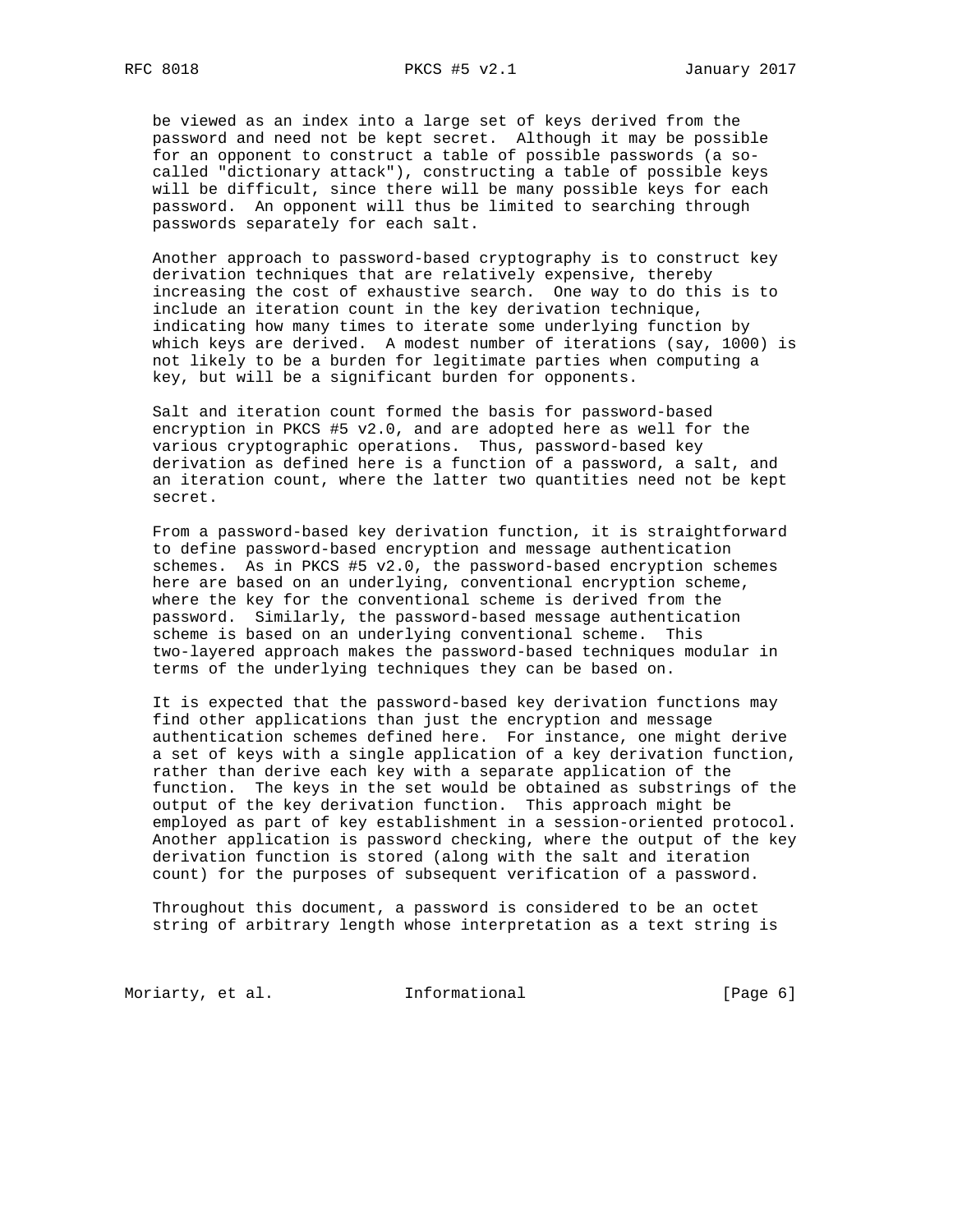be viewed as an index into a large set of keys derived from the password and need not be kept secret. Although it may be possible for an opponent to construct a table of possible passwords (a so-called "dictionary attack"), constructing a table of possible keys will be difficult, since there will be many possible keys for each password. An opponent will thus be limited to searching through passwords separately for each salt.

Another approach to password-based cryptography is to construct key derivation techniques that are relatively expensive, thereby increasing the cost of exhaustive search. One way to do this is to include an iteration count in the key derivation technique, indicating how many times to iterate some underlying function by which keys are derived. A modest number of iterations (say, 1000) is not likely to be a burden for legitimate parties when computing a key, but will be a significant burden for opponents.

Salt and iteration count formed the basis for password-based encryption in PKCS #5 v2.0, and are adopted here as well for the various cryptographic operations. Thus, password-based key derivation as defined here is a function of a password, a salt, and an iteration count, where the latter two quantities need not be kept secret.

From a password-based key derivation function, it is straightforward to define password-based encryption and message authentication schemes. As in PKCS #5 v2.0, the password-based encryption schemes here are based on an underlying, conventional encryption scheme, where the key for the conventional scheme is derived from the password. Similarly, the password-based message authentication scheme is based on an underlying conventional scheme. This two-layered approach makes the password-based techniques modular in terms of the underlying techniques they can be based on.

It is expected that the password-based key derivation functions may find other applications than just the encryption and message authentication schemes defined here. For instance, one might derive a set of keys with a single application of a key derivation function, rather than derive each key with a separate application of the function. The keys in the set would be obtained as substrings of the output of the key derivation function. This approach might be employed as part of key establishment in a session-oriented protocol. Another application is password checking, where the output of the key derivation function is stored (along with the salt and iteration count) for the purposes of subsequent verification of a password.

Throughout this document, a password is considered to be an octet string of arbitrary length whose interpretation as a text string is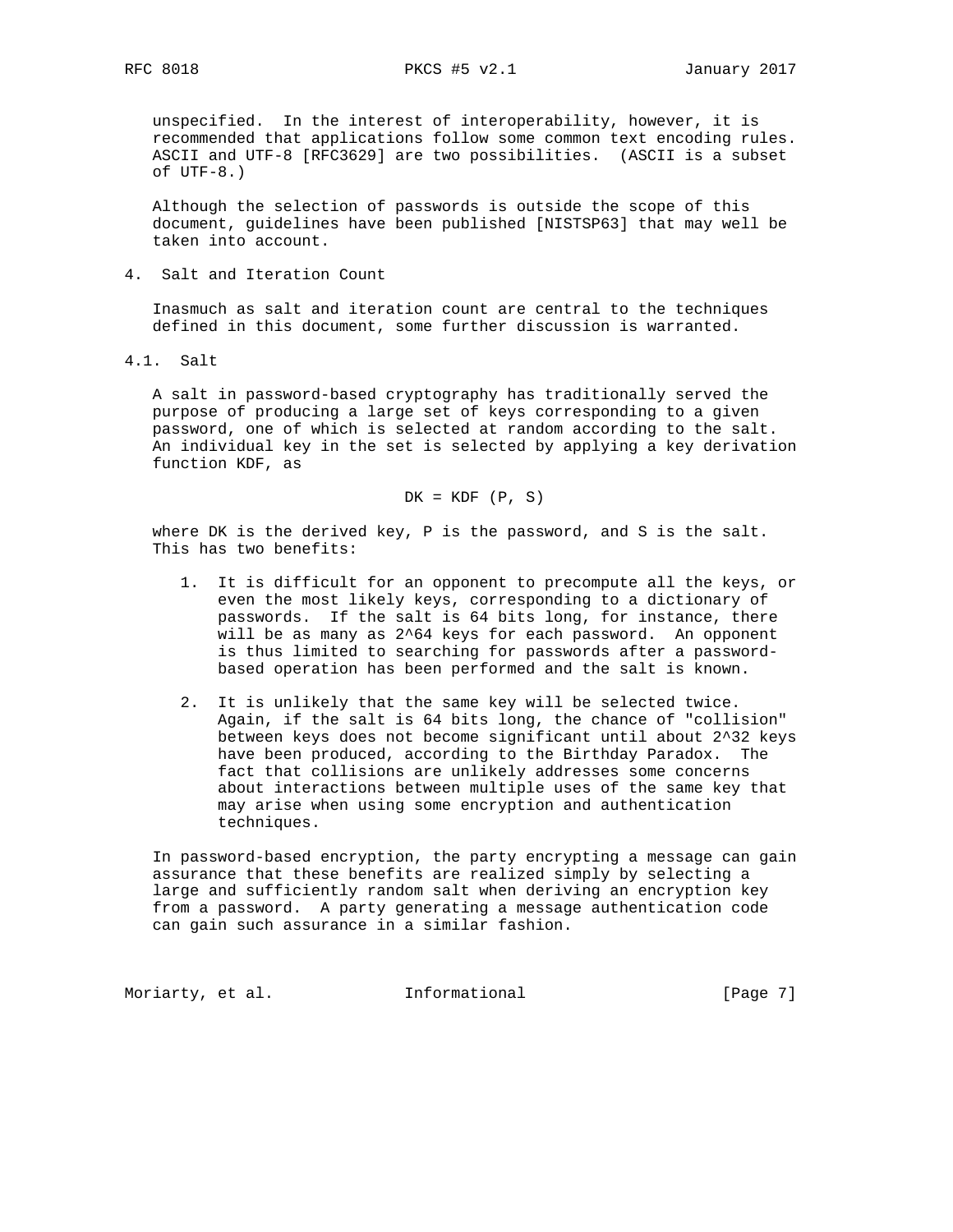unspecified. In the interest of interoperability, however, it is recommended that applications follow some common text encoding rules. ASCII and UTF-8 [RFC3629] are two possibilities. (ASCII is a subset of UTF-8.)

Although the selection of passwords is outside the scope of this document, guidelines have been published [NISTSP63] that may well be taken into account.

## 4. Salt and Iteration Count

Inasmuch as salt and iteration count are central to the techniques defined in this document, some further discussion is warranted.

### 4.1. Salt

A salt in password-based cryptography has traditionally served the purpose of producing a large set of keys corresponding to a given password, one of which is selected at random according to the salt. An individual key in the set is selected by applying a key derivation function KDF, as

$$DK = KDF (P, S)$$

where DK is the derived key, P is the password, and S is the salt. This has two benefits:

1. It is difficult for an opponent to precompute all the keys, or even the most likely keys, corresponding to a dictionary of passwords. If the salt is 64 bits long, for instance, there will be as many as $2^{64}$ keys for each password. An opponent is thus limited to searching for passwords after a password-based operation has been performed and the salt is known.

2. It is unlikely that the same key will be selected twice. Again, if the salt is 64 bits long, the chance of "collision" between keys does not become significant until about $2^{32}$ keys have been produced, according to the Birthday Paradox. The fact that collisions are unlikely addresses some concerns about interactions between multiple uses of the same key that may arise when using some encryption and authentication techniques.

In password-based encryption, the party encrypting a message can gain assurance that these benefits are realized simply by selecting a large and sufficiently random salt when deriving an encryption key from a password. A party generating a message authentication code can gain such assurance in a similar fashion.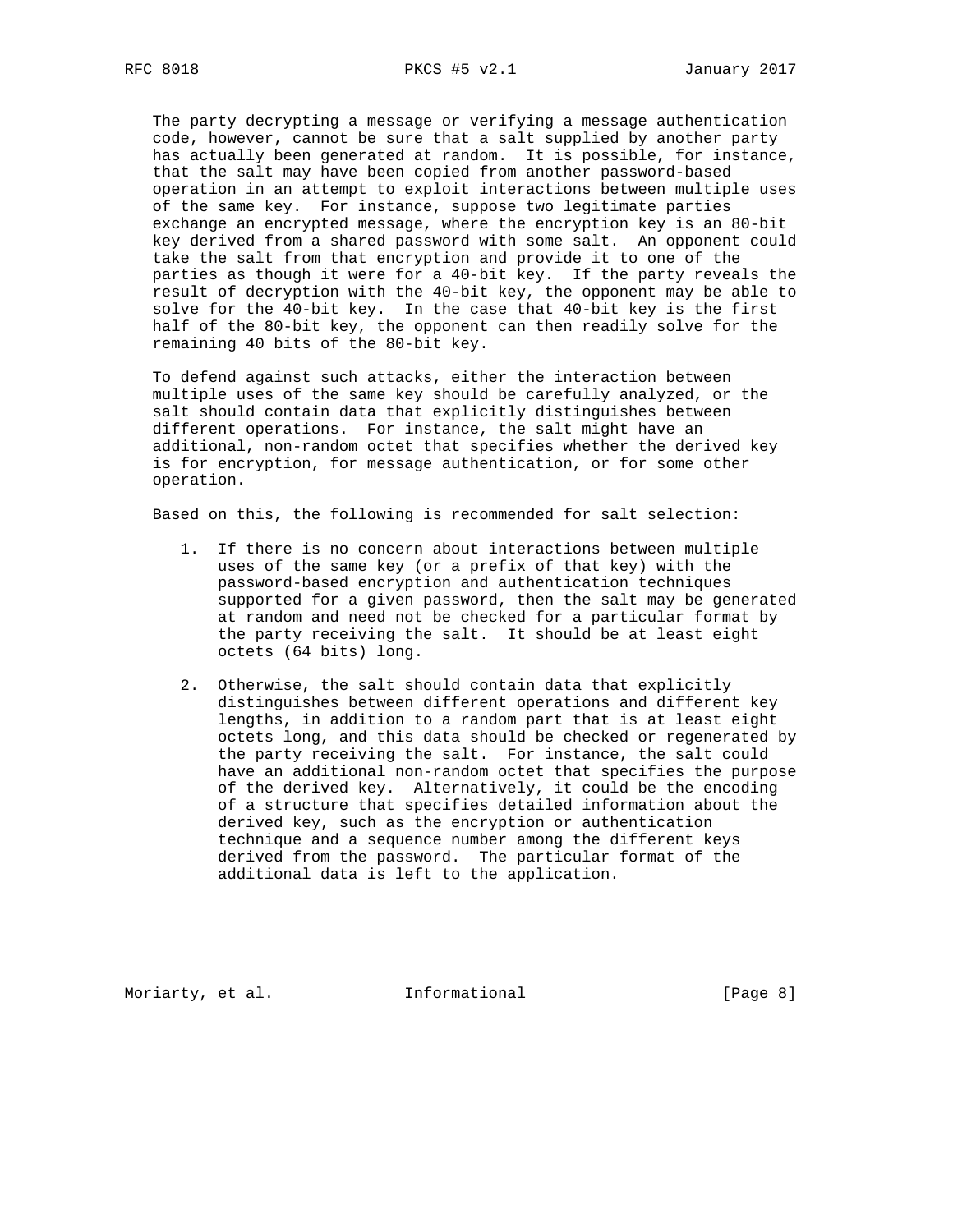The party decrypting a message or verifying a message authentication code, however, cannot be sure that a salt supplied by another party has actually been generated at random. It is possible, for instance, that the salt may have been copied from another password-based operation in an attempt to exploit interactions between multiple uses of the same key. For instance, suppose two legitimate parties exchange an encrypted message, where the encryption key is an 80-bit key derived from a shared password with some salt. An opponent could take the salt from that encryption and provide it to one of the parties as though it were for a 40-bit key. If the party reveals the result of decryption with the 40-bit key, the opponent may be able to solve for the 40-bit key. In the case that 40-bit key is the first half of the 80-bit key, the opponent can then readily solve for the remaining 40 bits of the 80-bit key.

To defend against such attacks, either the interaction between multiple uses of the same key should be carefully analyzed, or the salt should contain data that explicitly distinguishes between different operations. For instance, the salt might have an additional, non-random octet that specifies whether the derived key is for encryption, for message authentication, or for some other operation.

Based on this, the following is recommended for salt selection:

1. If there is no concern about interactions between multiple uses of the same key (or a prefix of that key) with the password-based encryption and authentication techniques supported for a given password, then the salt may be generated at random and need not be checked for a particular format by the party receiving the salt. It should be at least eight octets (64 bits) long.

2. Otherwise, the salt should contain data that explicitly distinguishes between different operations and different key lengths, in addition to a random part that is at least eight octets long, and this data should be checked or regenerated by the party receiving the salt. For instance, the salt could have an additional non-random octet that specifies the purpose of the derived key. Alternatively, it could be the encoding of a structure that specifies detailed information about the derived key, such as the encryption or authentication technique and a sequence number among the different keys derived from the password. The particular format of the additional data is left to the application.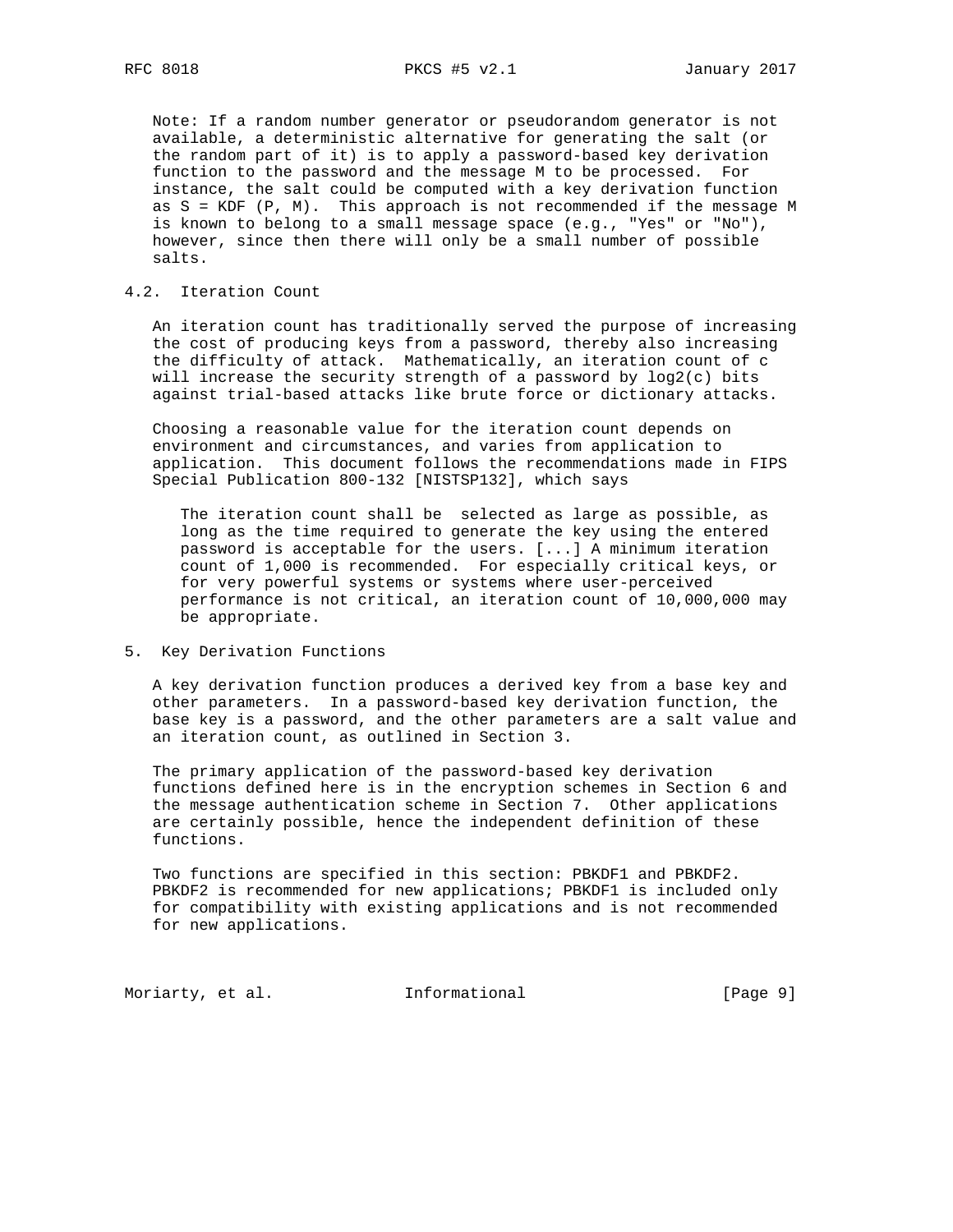Note: If a random number generator or pseudorandom generator is not available, a deterministic alternative for generating the salt (or the random part of it) is to apply a password-based key derivation function to the password and the message M to be processed. For instance, the salt could be computed with a key derivation function as S = KDF (P, M). This approach is not recommended if the message M is known to belong to a small message space (e.g., "Yes" or "No"), however, since then there will only be a small number of possible salts.

## 4.2. Iteration Count

An iteration count has traditionally served the purpose of increasing the cost of producing keys from a password, thereby also increasing the difficulty of attack. Mathematically, an iteration count of c will increase the security strength of a password by log2(c) bits against trial-based attacks like brute force or dictionary attacks.

Choosing a reasonable value for the iteration count depends on environment and circumstances, and varies from application to application. This document follows the recommendations made in FIPS Special Publication 800-132 [NISTSP132], which says

> The iteration count shall be selected as large as possible, as long as the time required to generate the key using the entered password is acceptable for the users. [...] A minimum iteration count of 1,000 is recommended. For especially critical keys, or for very powerful systems or systems where user-perceived performance is not critical, an iteration count of 10,000,000 may be appropriate.

# 5. Key Derivation Functions

A key derivation function produces a derived key from a base key and other parameters. In a password-based key derivation function, the base key is a password, and the other parameters are a salt value and an iteration count, as outlined in Section 3.

The primary application of the password-based key derivation functions defined here is in the encryption schemes in Section 6 and the message authentication scheme in Section 7. Other applications are certainly possible, hence the independent definition of these functions.

Two functions are specified in this section: PBKDF1 and PBKDF2. PBKDF2 is recommended for new applications; PBKDF1 is included only for compatibility with existing applications and is not recommended for new applications.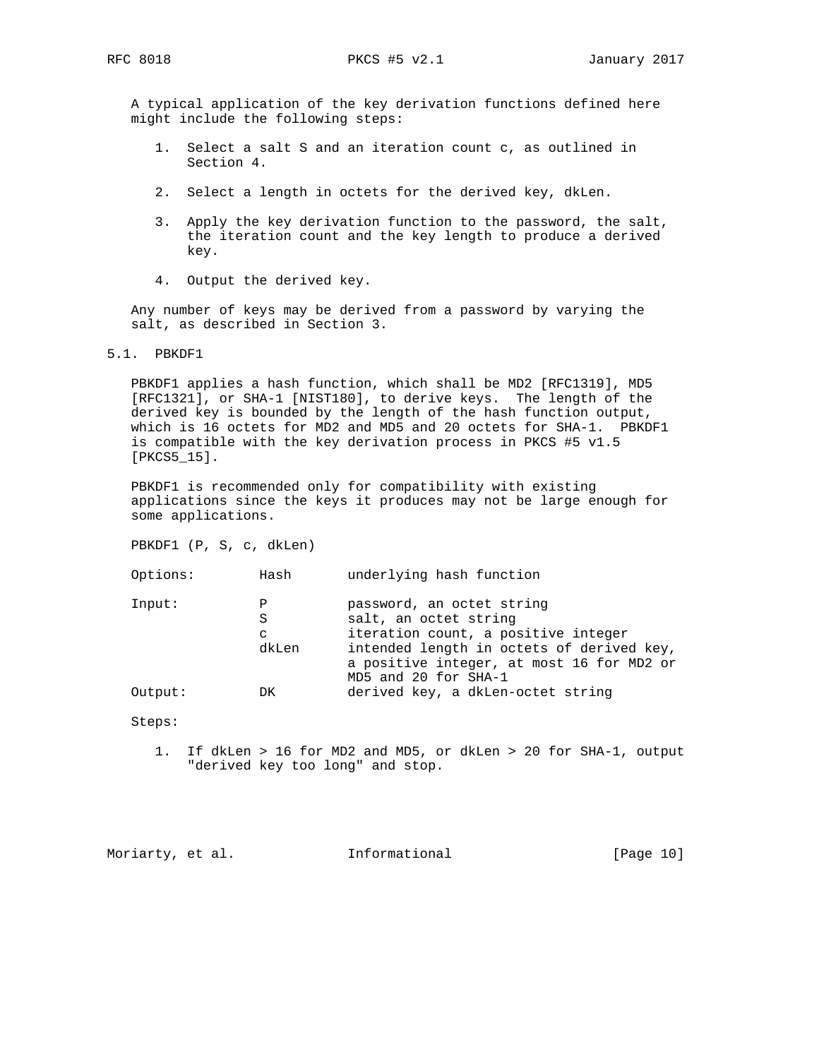A typical application of the key derivation functions defined here might include the following steps:

1. Select a salt S and an iteration count c, as outlined in Section 4.
2. Select a length in octets for the derived key, dkLen.
3. Apply the key derivation function to the password, the salt, the iteration count and the key length to produce a derived key.
4. Output the derived key.

Any number of keys may be derived from a password by varying the salt, as described in Section 3.

## 5.1. PBKDF1

PBKDF1 applies a hash function, which shall be MD2 [RFC1319], MD5 [RFC1321], or SHA-1 [NIST180], to derive keys. The length of the derived key is bounded by the length of the hash function output, which is 16 octets for MD2 and MD5 and 20 octets for SHA-1. PBKDF1 is compatible with the key derivation process in PKCS #5 v1.5 [PKCS5_15].

PBKDF1 is recommended only for compatibility with existing applications since the keys it produces may not be large enough for some applications.

PBKDF1 (P, S, c, dkLen)

```
Options:        Hash       underlying hash function

Input:          P          password, an octet string
                S          salt, an octet string
                c          iteration count, a positive integer
                dkLen      intended length in octets of derived key,
                           a positive integer, at most 16 for MD2 or
                           MD5 and 20 for SHA-1
Output:         DK         derived key, a dkLen-octet string
```

Steps:

1. If dkLen > 16 for MD2 and MD5, or dkLen > 20 for SHA-1, output "derived key too long" and stop.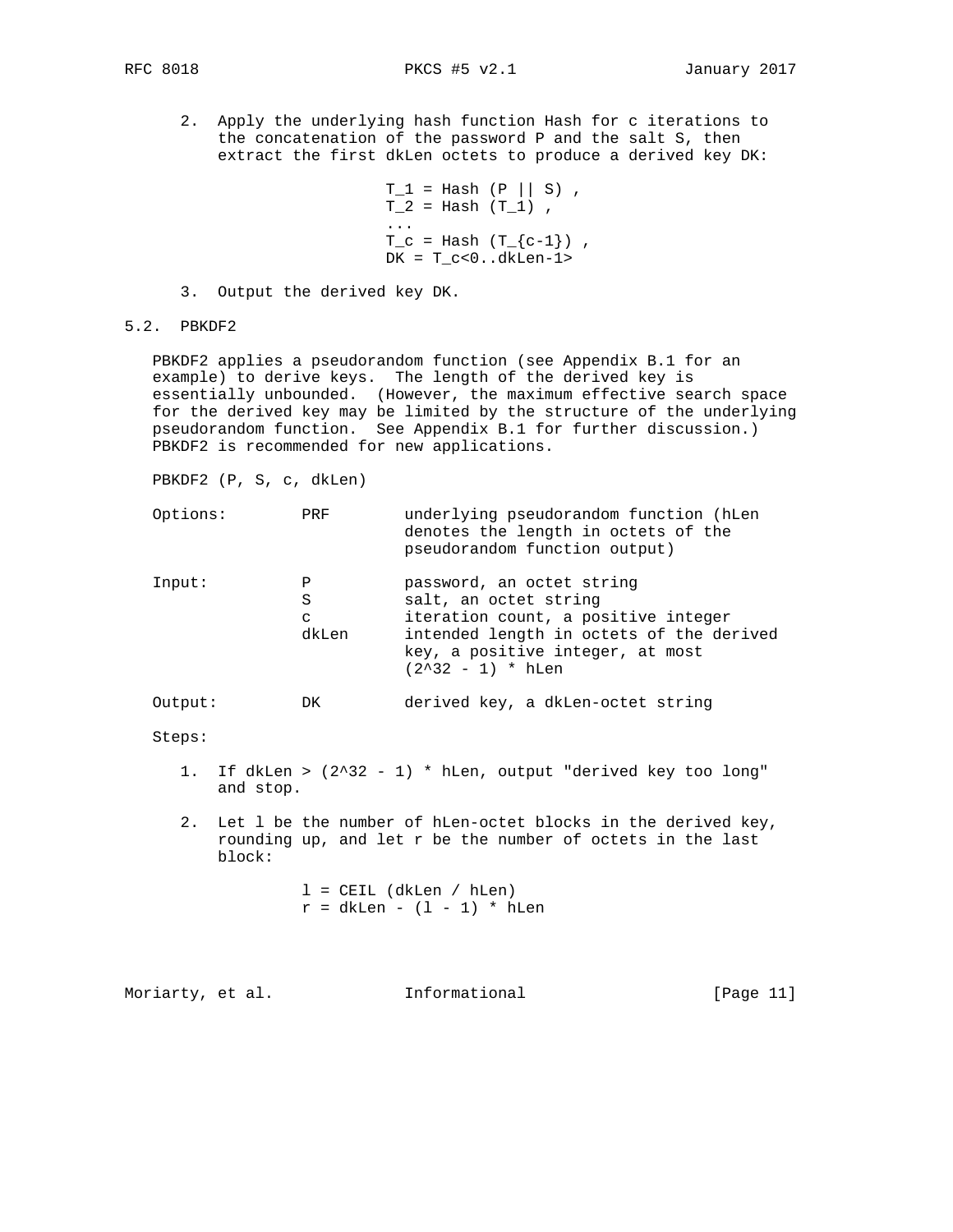2. Apply the underlying hash function Hash for c iterations to the concatenation of the password P and the salt S, then extract the first dkLen octets to produce a derived key DK:

$$
\begin{aligned}
T_1 &= \text{Hash}(P \,||\, S) , \\
T_2 &= \text{Hash}(T_1) , \\
&\ldots \\
T_c &= \text{Hash}(T_{c-1}) , \\
DK &= T_c<0..dkLen-1>
\end{aligned}
$$

3. Output the derived key DK.

## 5.2. PBKDF2

PBKDF2 applies a pseudorandom function (see Appendix B.1 for an example) to derive keys. The length of the derived key is essentially unbounded. (However, the maximum effective search space for the derived key may be limited by the structure of the underlying pseudorandom function. See Appendix B.1 for further discussion.) PBKDF2 is recommended for new applications.

PBKDF2 (P, S, c, dkLen)

| | | |
|---|---|---|
| Options: | PRF | underlying pseudorandom function (hLen denotes the length in octets of the pseudorandom function output) |
| Input: | P | password, an octet string |
| | S | salt, an octet string |
| | c | iteration count, a positive integer |
| | dkLen | intended length in octets of the derived key, a positive integer, at most $(2^{32} - 1) * hLen$ |
| Output: | DK | derived key, a dkLen-octet string |

Steps:

1. If $dkLen > (2^{32} - 1) * hLen$, output "derived key too long" and stop.

2. Let l be the number of hLen-octet blocks in the derived key, rounding up, and let r be the number of octets in the last block:

$$
\begin{aligned}
l &= \text{CEIL}(dkLen / hLen) \\
r &= dkLen - (l - 1) * hLen
\end{aligned}
$$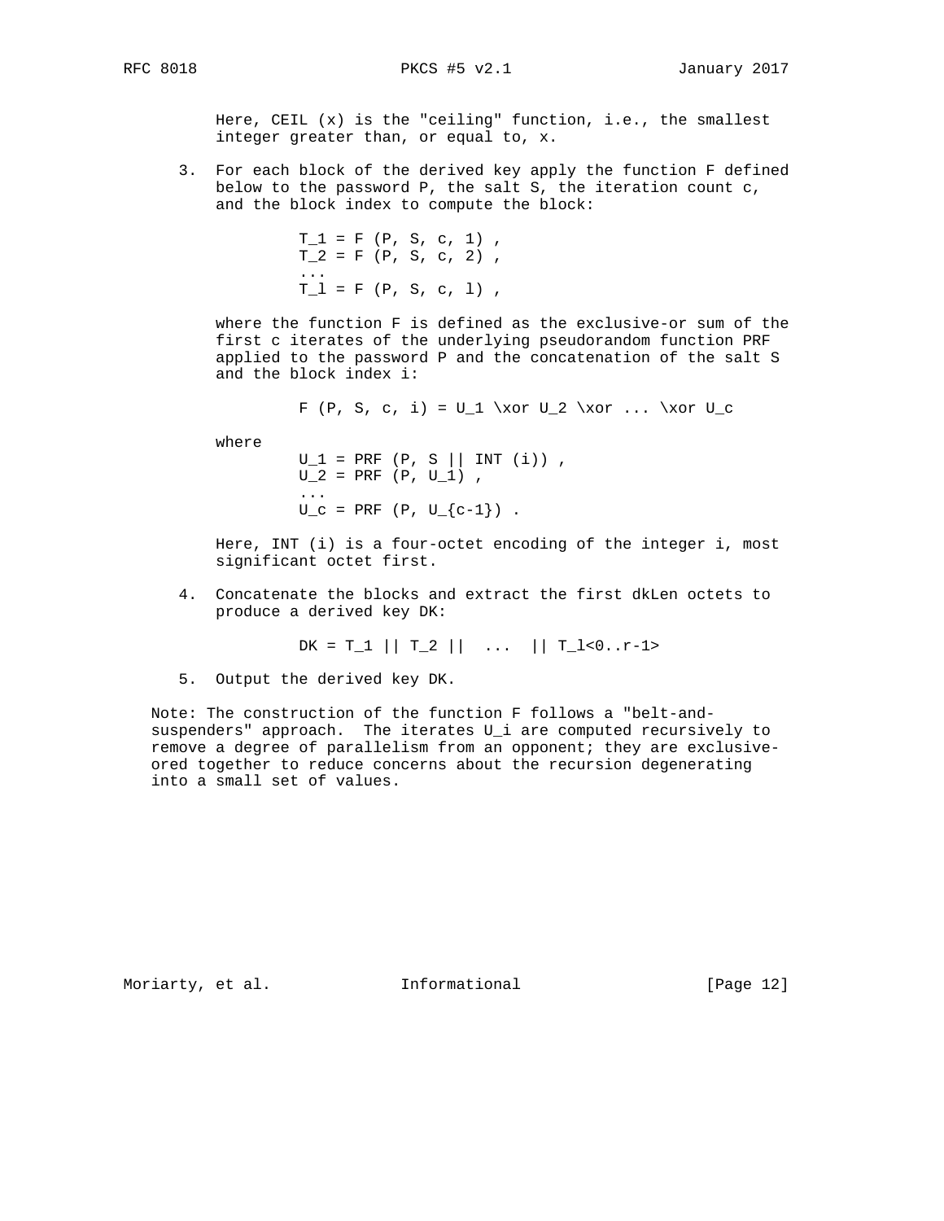Here, CEIL (x) is the "ceiling" function, i.e., the smallest integer greater than, or equal to, x.

3. For each block of the derived key apply the function F defined below to the password P, the salt S, the iteration count c, and the block index to compute the block:

$$T_1 = F(P, S, c, 1),$$
$$T_2 = F(P, S, c, 2),$$
$$\ldots$$
$$T_l = F(P, S, c, l),$$

   where the function F is defined as the exclusive-or sum of the first c iterates of the underlying pseudorandom function PRF applied to the password P and the concatenation of the salt S and the block index i:

$$F(P, S, c, i) = U_1 \oplus U_2 \oplus \ldots \oplus U_c$$

   where

$$U_1 = PRF(P, S \,||\, INT(i)),$$
$$U_2 = PRF(P, U_1),$$
$$\ldots$$
$$U_c = PRF(P, U_{c-1}).$$

   Here, INT (i) is a four-octet encoding of the integer i, most significant octet first.

4. Concatenate the blocks and extract the first dkLen octets to produce a derived key DK:

$$DK = T_1 \,||\, T_2 \,||\, \ldots \,||\, T_l\langle 0..r-1 \rangle$$

5. Output the derived key DK.

Note: The construction of the function F follows a "belt-and-suspenders" approach. The iterates $U_i$ are computed recursively to remove a degree of parallelism from an opponent; they are exclusive-ored together to reduce concerns about the recursion degenerating into a small set of values.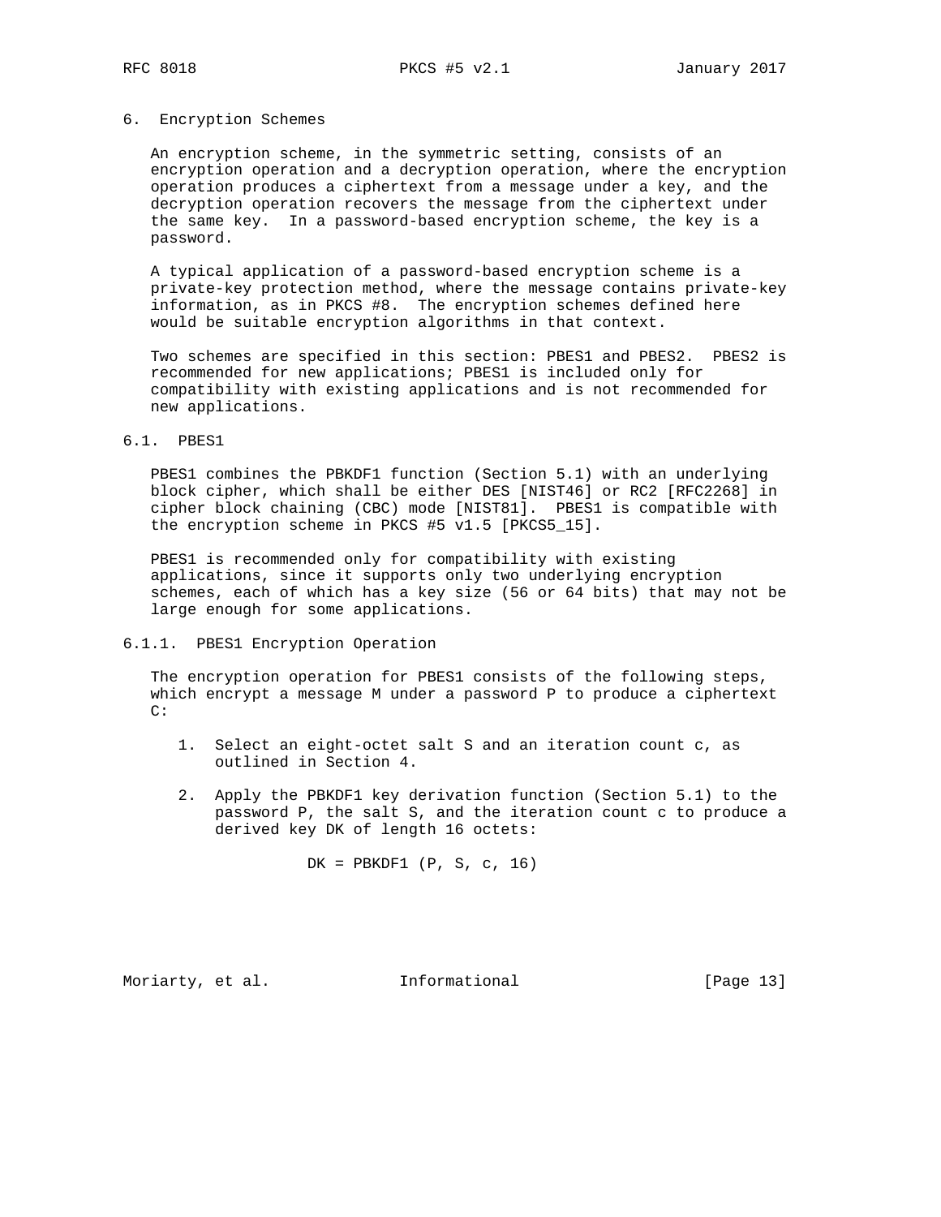## 6. Encryption Schemes

An encryption scheme, in the symmetric setting, consists of an encryption operation and a decryption operation, where the encryption operation produces a ciphertext from a message under a key, and the decryption operation recovers the message from the ciphertext under the same key. In a password-based encryption scheme, the key is a password.

A typical application of a password-based encryption scheme is a private-key protection method, where the message contains private-key information, as in PKCS #8. The encryption schemes defined here would be suitable encryption algorithms in that context.

Two schemes are specified in this section: PBES1 and PBES2. PBES2 is recommended for new applications; PBES1 is included only for compatibility with existing applications and is not recommended for new applications.

### 6.1. PBES1

PBES1 combines the PBKDF1 function (Section 5.1) with an underlying block cipher, which shall be either DES [NIST46] or RC2 [RFC2268] in cipher block chaining (CBC) mode [NIST81]. PBES1 is compatible with the encryption scheme in PKCS #5 v1.5 [PKCS5_15].

PBES1 is recommended only for compatibility with existing applications, since it supports only two underlying encryption schemes, each of which has a key size (56 or 64 bits) that may not be large enough for some applications.

#### 6.1.1. PBES1 Encryption Operation

The encryption operation for PBES1 consists of the following steps, which encrypt a message M under a password P to produce a ciphertext C:

1. Select an eight-octet salt S and an iteration count c, as outlined in Section 4.

2. Apply the PBKDF1 key derivation function (Section 5.1) to the password P, the salt S, and the iteration count c to produce a derived key DK of length 16 octets:

```
DK = PBKDF1 (P, S, c, 16)
```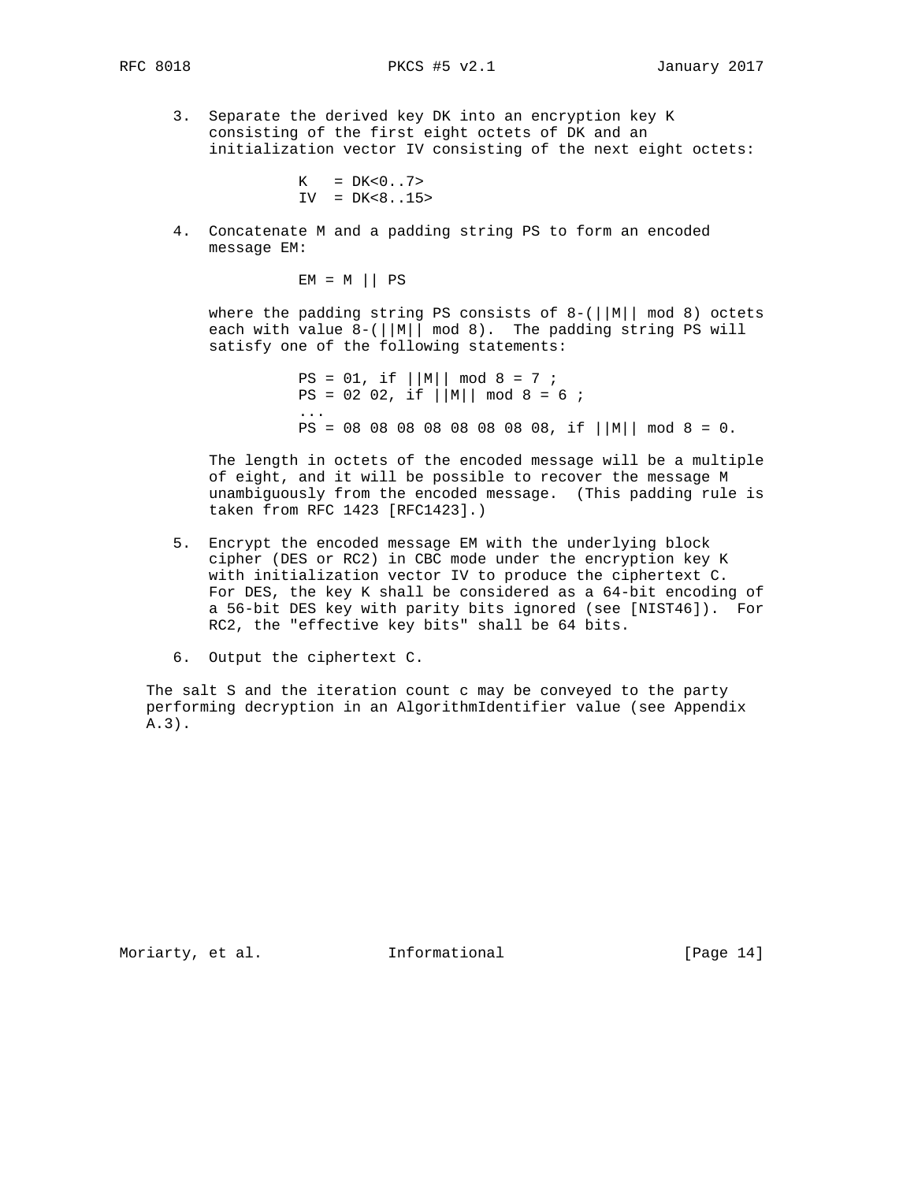3. Separate the derived key DK into an encryption key K consisting of the first eight octets of DK and an initialization vector IV consisting of the next eight octets:

```
K   = DK<0..7>
IV  = DK<8..15>
```

4. Concatenate M and a padding string PS to form an encoded message EM:

```
EM = M || PS
```

   where the padding string PS consists of 8-(||M|| mod 8) octets each with value 8-(||M|| mod 8). The padding string PS will satisfy one of the following statements:

```
PS = 01, if ||M|| mod 8 = 7 ;
PS = 02 02, if ||M|| mod 8 = 6 ;
...
PS = 08 08 08 08 08 08 08 08, if ||M|| mod 8 = 0.
```

   The length in octets of the encoded message will be a multiple of eight, and it will be possible to recover the message M unambiguously from the encoded message. (This padding rule is taken from RFC 1423 [RFC1423].)

5. Encrypt the encoded message EM with the underlying block cipher (DES or RC2) in CBC mode under the encryption key K with initialization vector IV to produce the ciphertext C. For DES, the key K shall be considered as a 64-bit encoding of a 56-bit DES key with parity bits ignored (see [NIST46]). For RC2, the "effective key bits" shall be 64 bits.

6. Output the ciphertext C.

The salt S and the iteration count c may be conveyed to the party performing decryption in an AlgorithmIdentifier value (see Appendix A.3).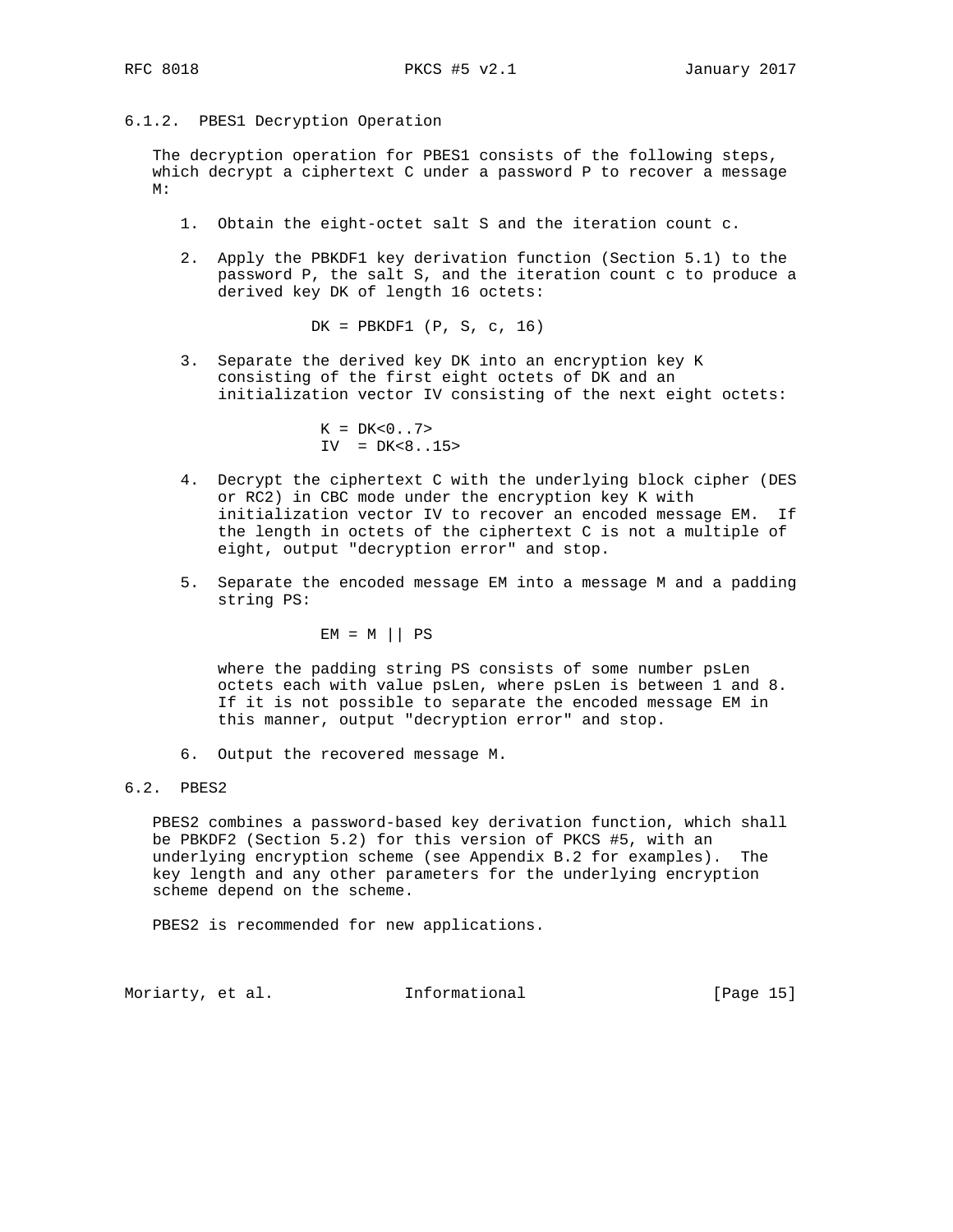### 6.1.2. PBES1 Decryption Operation

The decryption operation for PBES1 consists of the following steps, which decrypt a ciphertext C under a password P to recover a message M:

1. Obtain the eight-octet salt S and the iteration count c.

2. Apply the PBKDF1 key derivation function (Section 5.1) to the password P, the salt S, and the iteration count c to produce a derived key DK of length 16 octets:

   ```
   DK = PBKDF1 (P, S, c, 16)
   ```

3. Separate the derived key DK into an encryption key K consisting of the first eight octets of DK and an initialization vector IV consisting of the next eight octets:

   ```
   K = DK<0..7>
   IV  = DK<8..15>
   ```

4. Decrypt the ciphertext C with the underlying block cipher (DES or RC2) in CBC mode under the encryption key K with initialization vector IV to recover an encoded message EM. If the length in octets of the ciphertext C is not a multiple of eight, output "decryption error" and stop.

5. Separate the encoded message EM into a message M and a padding string PS:

   ```
   EM = M || PS
   ```

   where the padding string PS consists of some number psLen octets each with value psLen, where psLen is between 1 and 8. If it is not possible to separate the encoded message EM in this manner, output "decryption error" and stop.

6. Output the recovered message M.

## 6.2. PBES2

PBES2 combines a password-based key derivation function, which shall be PBKDF2 (Section 5.2) for this version of PKCS #5, with an underlying encryption scheme (see Appendix B.2 for examples). The key length and any other parameters for the underlying encryption scheme depend on the scheme.

PBES2 is recommended for new applications.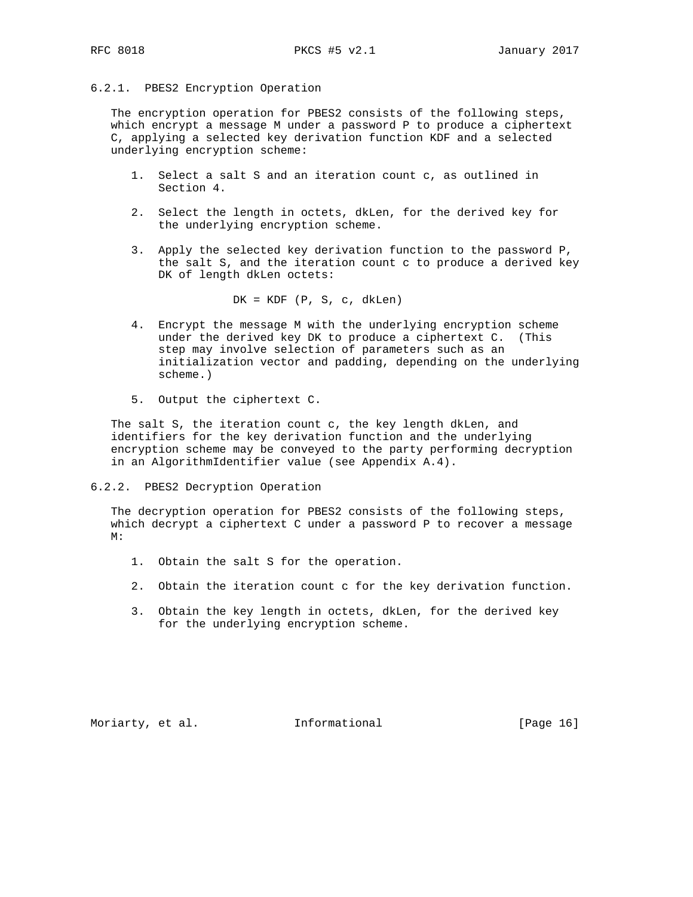### 6.2.1. PBES2 Encryption Operation

The encryption operation for PBES2 consists of the following steps, which encrypt a message M under a password P to produce a ciphertext C, applying a selected key derivation function KDF and a selected underlying encryption scheme:

1. Select a salt S and an iteration count c, as outlined in Section 4.

2. Select the length in octets, dkLen, for the derived key for the underlying encryption scheme.

3. Apply the selected key derivation function to the password P, the salt S, and the iteration count c to produce a derived key DK of length dkLen octets:

   $$DK = KDF (P, S, c, dkLen)$$

4. Encrypt the message M with the underlying encryption scheme under the derived key DK to produce a ciphertext C. (This step may involve selection of parameters such as an initialization vector and padding, depending on the underlying scheme.)

5. Output the ciphertext C.

The salt S, the iteration count c, the key length dkLen, and identifiers for the key derivation function and the underlying encryption scheme may be conveyed to the party performing decryption in an AlgorithmIdentifier value (see Appendix A.4).

### 6.2.2. PBES2 Decryption Operation

The decryption operation for PBES2 consists of the following steps, which decrypt a ciphertext C under a password P to recover a message M:

1. Obtain the salt S for the operation.

2. Obtain the iteration count c for the key derivation function.

3. Obtain the key length in octets, dkLen, for the derived key for the underlying encryption scheme.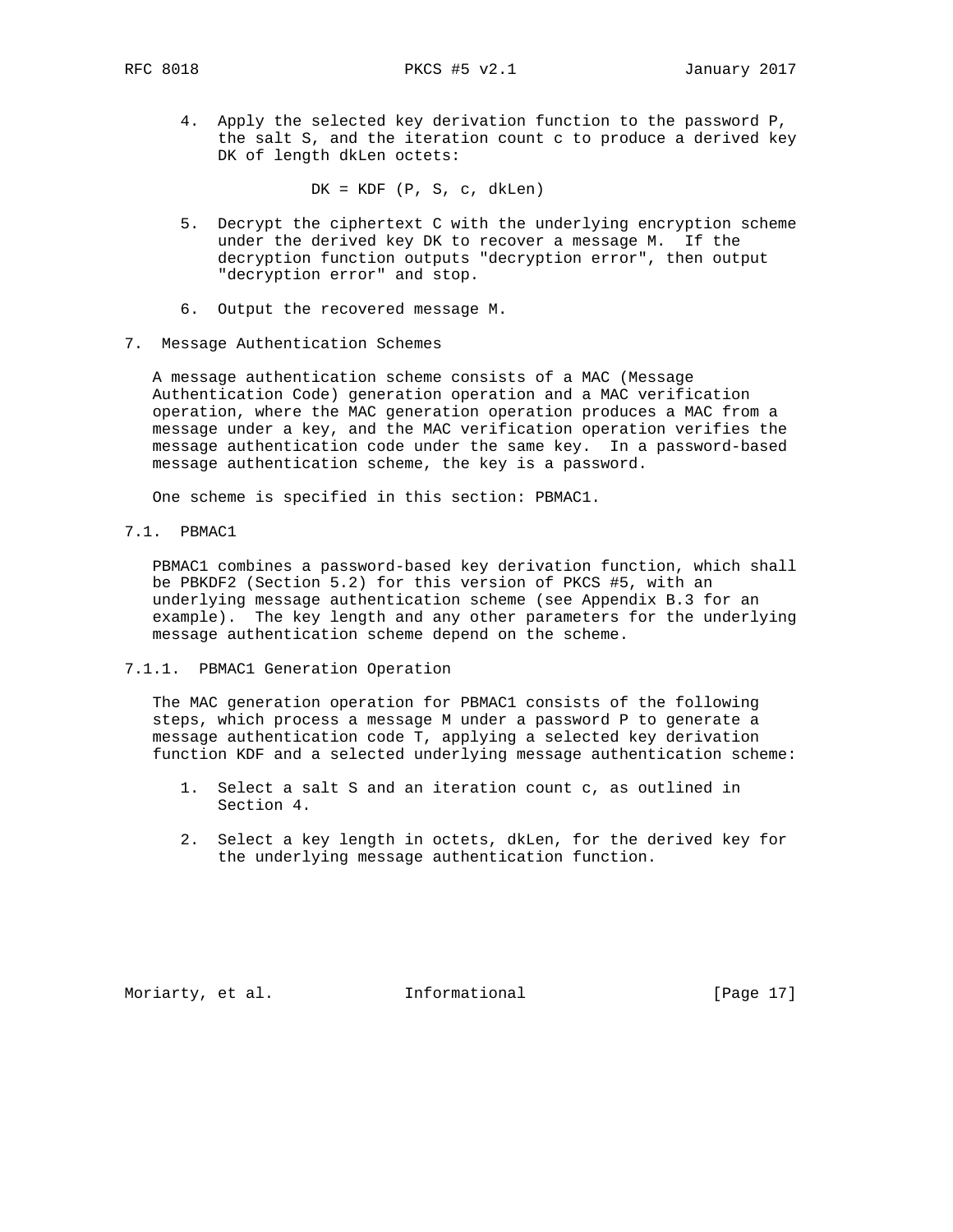4. Apply the selected key derivation function to the password P, the salt S, and the iteration count c to produce a derived key DK of length dkLen octets:

   DK = KDF (P, S, c, dkLen)

5. Decrypt the ciphertext C with the underlying encryption scheme under the derived key DK to recover a message M. If the decryption function outputs "decryption error", then output "decryption error" and stop.

6. Output the recovered message M.

# 7. Message Authentication Schemes

A message authentication scheme consists of a MAC (Message Authentication Code) generation operation and a MAC verification operation, where the MAC generation operation produces a MAC from a message under a key, and the MAC verification operation verifies the message authentication code under the same key. In a password-based message authentication scheme, the key is a password.

One scheme is specified in this section: PBMAC1.

## 7.1. PBMAC1

PBMAC1 combines a password-based key derivation function, which shall be PBKDF2 (Section 5.2) for this version of PKCS #5, with an underlying message authentication scheme (see Appendix B.3 for an example). The key length and any other parameters for the underlying message authentication scheme depend on the scheme.

### 7.1.1. PBMAC1 Generation Operation

The MAC generation operation for PBMAC1 consists of the following steps, which process a message M under a password P to generate a message authentication code T, applying a selected key derivation function KDF and a selected underlying message authentication scheme:

1. Select a salt S and an iteration count c, as outlined in Section 4.

2. Select a key length in octets, dkLen, for the derived key for the underlying message authentication function.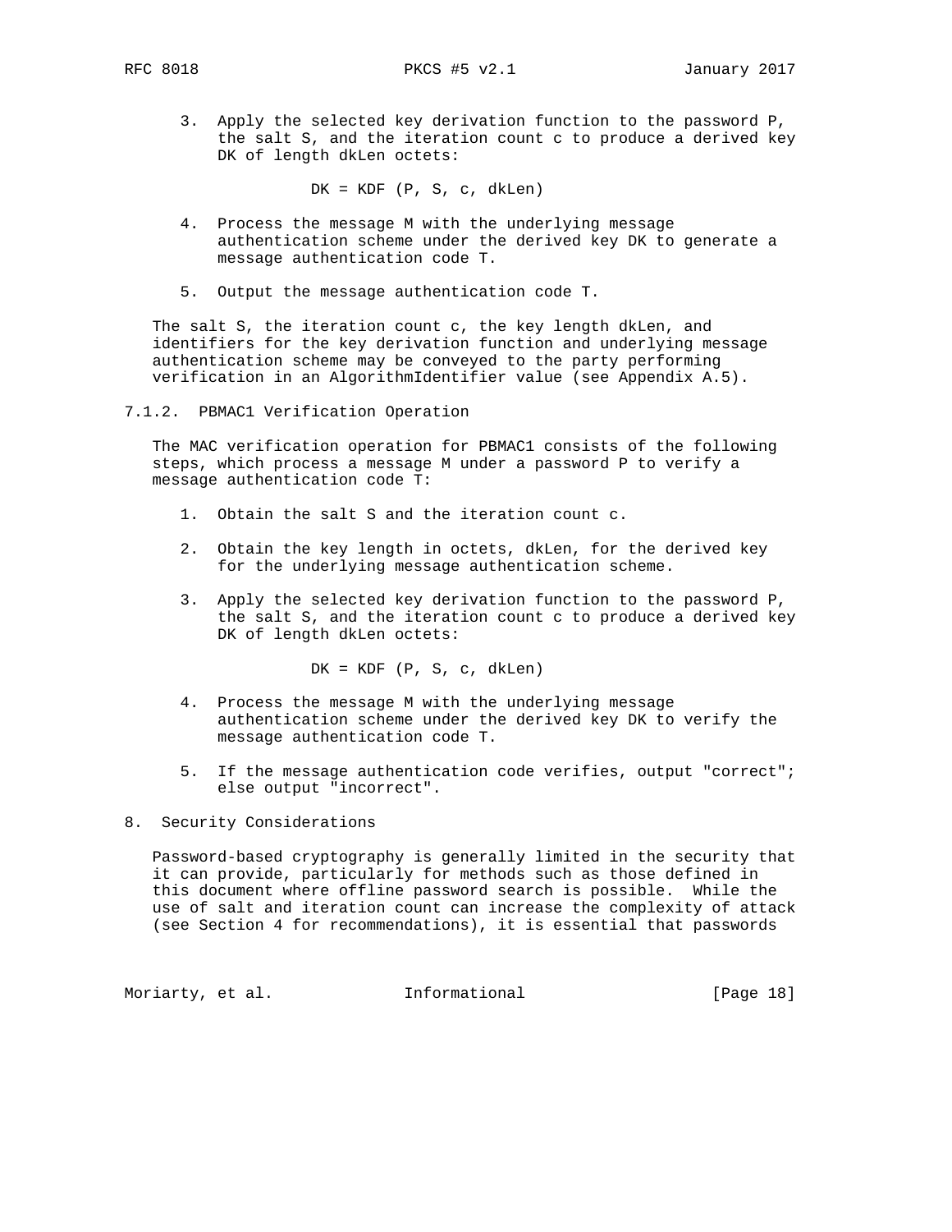3. Apply the selected key derivation function to the password P, the salt S, and the iteration count c to produce a derived key DK of length dkLen octets:

   DK = KDF (P, S, c, dkLen)

4. Process the message M with the underlying message authentication scheme under the derived key DK to generate a message authentication code T.

5. Output the message authentication code T.

The salt S, the iteration count c, the key length dkLen, and identifiers for the key derivation function and underlying message authentication scheme may be conveyed to the party performing verification in an AlgorithmIdentifier value (see Appendix A.5).

### 7.1.2. PBMAC1 Verification Operation

The MAC verification operation for PBMAC1 consists of the following steps, which process a message M under a password P to verify a message authentication code T:

1. Obtain the salt S and the iteration count c.

2. Obtain the key length in octets, dkLen, for the derived key for the underlying message authentication scheme.

3. Apply the selected key derivation function to the password P, the salt S, and the iteration count c to produce a derived key DK of length dkLen octets:

   DK = KDF (P, S, c, dkLen)

4. Process the message M with the underlying message authentication scheme under the derived key DK to verify the message authentication code T.

5. If the message authentication code verifies, output "correct"; else output "incorrect".

## 8. Security Considerations

Password-based cryptography is generally limited in the security that it can provide, particularly for methods such as those defined in this document where offline password search is possible. While the use of salt and iteration count can increase the complexity of attack (see Section 4 for recommendations), it is essential that passwords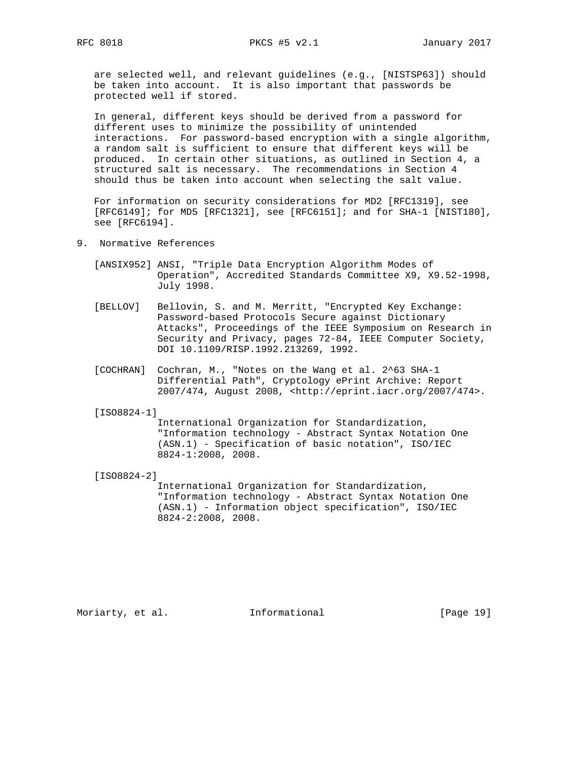are selected well, and relevant guidelines (e.g., [NISTSP63]) should be taken into account. It is also important that passwords be protected well if stored.

In general, different keys should be derived from a password for different uses to minimize the possibility of unintended interactions. For password-based encryption with a single algorithm, a random salt is sufficient to ensure that different keys will be produced. In certain other situations, as outlined in Section 4, a structured salt is necessary. The recommendations in Section 4 should thus be taken into account when selecting the salt value.

For information on security considerations for MD2 [RFC1319], see [RFC6149]; for MD5 [RFC1321], see [RFC6151]; and for SHA-1 [NIST180], see [RFC6194].

## 9. Normative References

[ANSIX952] ANSI, "Triple Data Encryption Algorithm Modes of Operation", Accredited Standards Committee X9, X9.52-1998, July 1998.

[BELLOV] Bellovin, S. and M. Merritt, "Encrypted Key Exchange: Password-based Protocols Secure against Dictionary Attacks", Proceedings of the IEEE Symposium on Research in Security and Privacy, pages 72-84, IEEE Computer Society, DOI 10.1109/RISP.1992.213269, 1992.

[COCHRAN] Cochran, M., "Notes on the Wang et al. 2^63 SHA-1 Differential Path", Cryptology ePrint Archive: Report 2007/474, August 2008, <http://eprint.iacr.org/2007/474>.

[ISO8824-1] International Organization for Standardization, "Information technology - Abstract Syntax Notation One (ASN.1) - Specification of basic notation", ISO/IEC 8824-1:2008, 2008.

[ISO8824-2] International Organization for Standardization, "Information technology - Abstract Syntax Notation One (ASN.1) - Information object specification", ISO/IEC 8824-2:2008, 2008.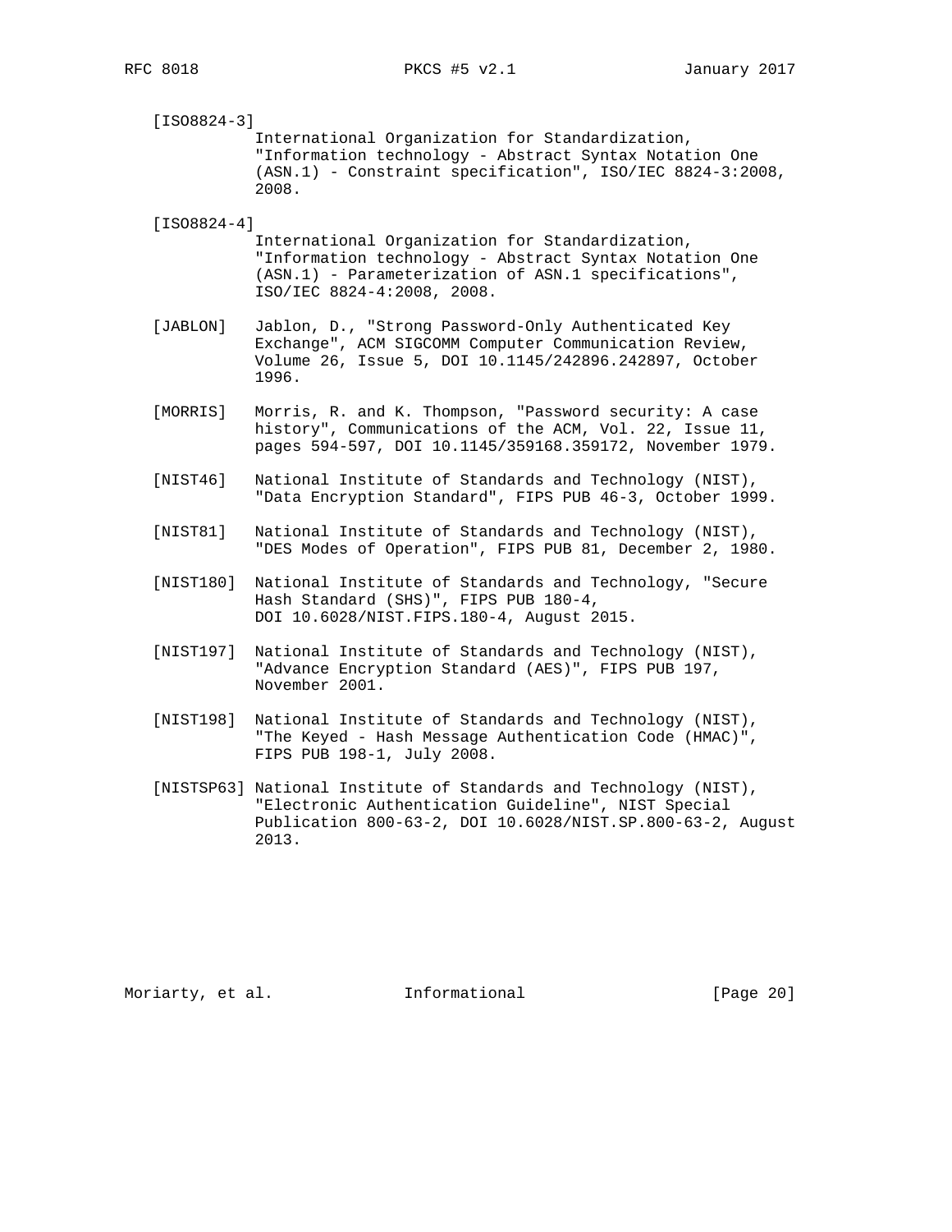[ISO8824-3]
International Organization for Standardization, "Information technology - Abstract Syntax Notation One (ASN.1) - Constraint specification", ISO/IEC 8824-3:2008, 2008.

[ISO8824-4]
International Organization for Standardization, "Information technology - Abstract Syntax Notation One (ASN.1) - Parameterization of ASN.1 specifications", ISO/IEC 8824-4:2008, 2008.

[JABLON] Jablon, D., "Strong Password-Only Authenticated Key Exchange", ACM SIGCOMM Computer Communication Review, Volume 26, Issue 5, DOI 10.1145/242896.242897, October 1996.

[MORRIS] Morris, R. and K. Thompson, "Password security: A case history", Communications of the ACM, Vol. 22, Issue 11, pages 594-597, DOI 10.1145/359168.359172, November 1979.

[NIST46] National Institute of Standards and Technology (NIST), "Data Encryption Standard", FIPS PUB 46-3, October 1999.

[NIST81] National Institute of Standards and Technology (NIST), "DES Modes of Operation", FIPS PUB 81, December 2, 1980.

[NIST180] National Institute of Standards and Technology, "Secure Hash Standard (SHS)", FIPS PUB 180-4, DOI 10.6028/NIST.FIPS.180-4, August 2015.

[NIST197] National Institute of Standards and Technology (NIST), "Advance Encryption Standard (AES)", FIPS PUB 197, November 2001.

[NIST198] National Institute of Standards and Technology (NIST), "The Keyed - Hash Message Authentication Code (HMAC)", FIPS PUB 198-1, July 2008.

[NISTSP63] National Institute of Standards and Technology (NIST), "Electronic Authentication Guideline", NIST Special Publication 800-63-2, DOI 10.6028/NIST.SP.800-63-2, August 2013.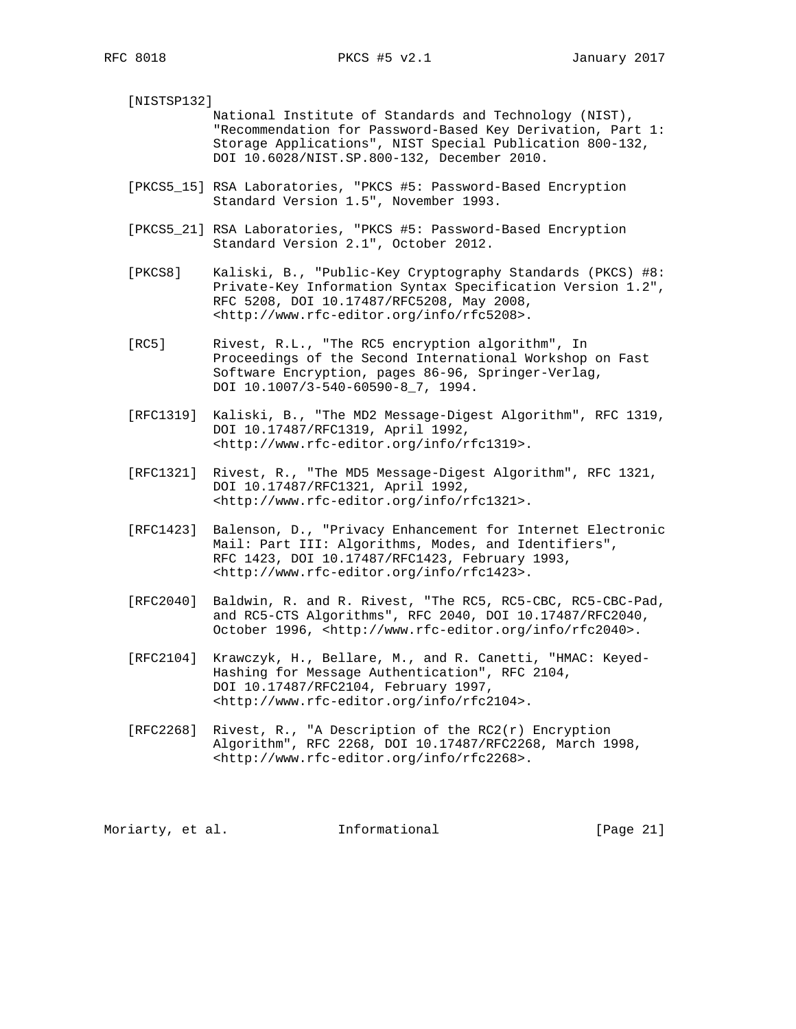[NISTSP132]
National Institute of Standards and Technology (NIST), "Recommendation for Password-Based Key Derivation, Part 1: Storage Applications", NIST Special Publication 800-132, DOI 10.6028/NIST.SP.800-132, December 2010.

[PKCS5_15] RSA Laboratories, "PKCS #5: Password-Based Encryption Standard Version 1.5", November 1993.

[PKCS5_21] RSA Laboratories, "PKCS #5: Password-Based Encryption Standard Version 2.1", October 2012.

[PKCS8] Kaliski, B., "Public-Key Cryptography Standards (PKCS) #8: Private-Key Information Syntax Specification Version 1.2", RFC 5208, DOI 10.17487/RFC5208, May 2008, <http://www.rfc-editor.org/info/rfc5208>.

[RC5] Rivest, R.L., "The RC5 encryption algorithm", In Proceedings of the Second International Workshop on Fast Software Encryption, pages 86-96, Springer-Verlag, DOI 10.1007/3-540-60590-8_7, 1994.

[RFC1319] Kaliski, B., "The MD2 Message-Digest Algorithm", RFC 1319, DOI 10.17487/RFC1319, April 1992, <http://www.rfc-editor.org/info/rfc1319>.

[RFC1321] Rivest, R., "The MD5 Message-Digest Algorithm", RFC 1321, DOI 10.17487/RFC1321, April 1992, <http://www.rfc-editor.org/info/rfc1321>.

[RFC1423] Balenson, D., "Privacy Enhancement for Internet Electronic Mail: Part III: Algorithms, Modes, and Identifiers", RFC 1423, DOI 10.17487/RFC1423, February 1993, <http://www.rfc-editor.org/info/rfc1423>.

[RFC2040] Baldwin, R. and R. Rivest, "The RC5, RC5-CBC, RC5-CBC-Pad, and RC5-CTS Algorithms", RFC 2040, DOI 10.17487/RFC2040, October 1996, <http://www.rfc-editor.org/info/rfc2040>.

[RFC2104] Krawczyk, H., Bellare, M., and R. Canetti, "HMAC: Keyed-Hashing for Message Authentication", RFC 2104, DOI 10.17487/RFC2104, February 1997, <http://www.rfc-editor.org/info/rfc2104>.

[RFC2268] Rivest, R., "A Description of the RC2(r) Encryption Algorithm", RFC 2268, DOI 10.17487/RFC2268, March 1998, <http://www.rfc-editor.org/info/rfc2268>.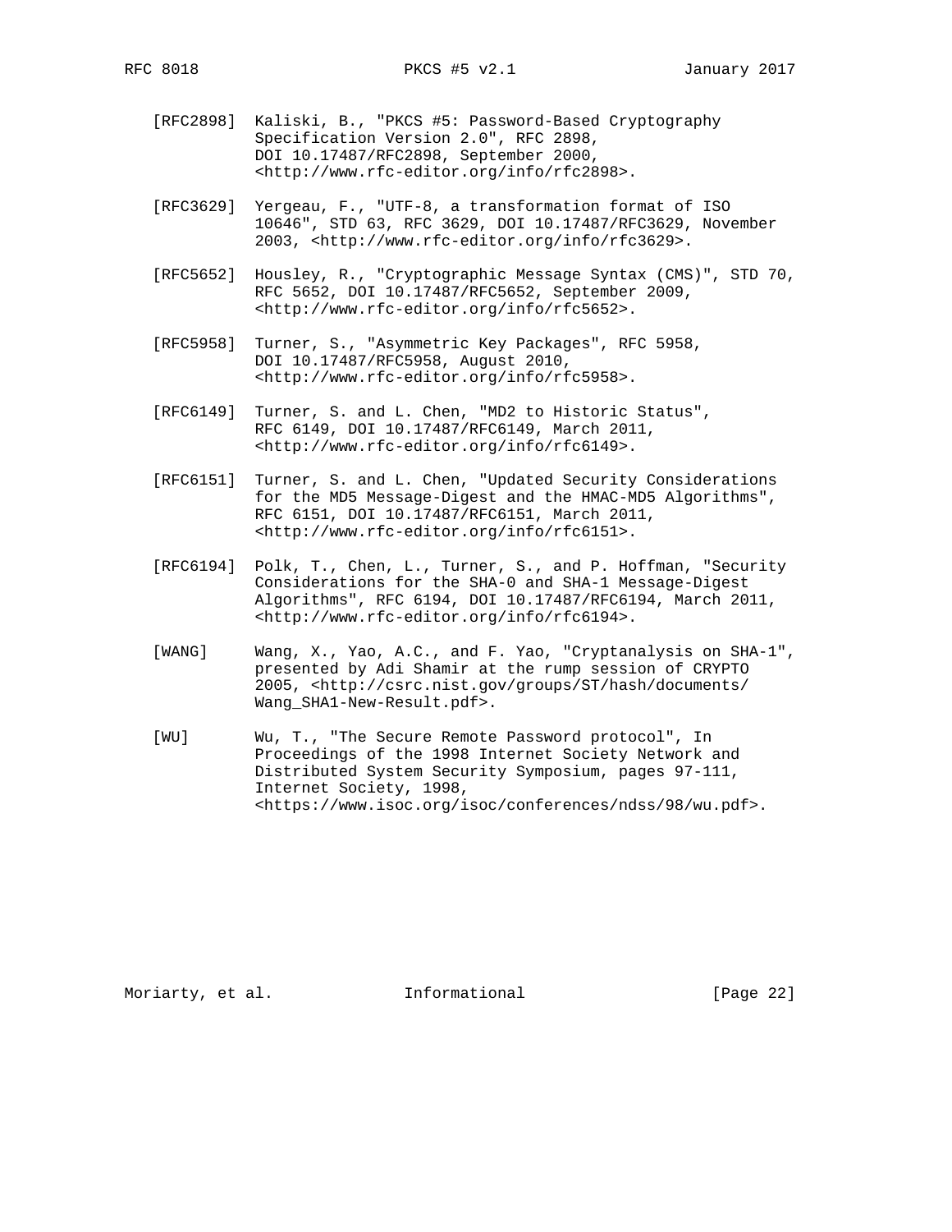[RFC2898] Kaliski, B., "PKCS #5: Password-Based Cryptography Specification Version 2.0", RFC 2898, DOI 10.17487/RFC2898, September 2000, <http://www.rfc-editor.org/info/rfc2898>.

[RFC3629] Yergeau, F., "UTF-8, a transformation format of ISO 10646", STD 63, RFC 3629, DOI 10.17487/RFC3629, November 2003, <http://www.rfc-editor.org/info/rfc3629>.

[RFC5652] Housley, R., "Cryptographic Message Syntax (CMS)", STD 70, RFC 5652, DOI 10.17487/RFC5652, September 2009, <http://www.rfc-editor.org/info/rfc5652>.

[RFC5958] Turner, S., "Asymmetric Key Packages", RFC 5958, DOI 10.17487/RFC5958, August 2010, <http://www.rfc-editor.org/info/rfc5958>.

[RFC6149] Turner, S. and L. Chen, "MD2 to Historic Status", RFC 6149, DOI 10.17487/RFC6149, March 2011, <http://www.rfc-editor.org/info/rfc6149>.

[RFC6151] Turner, S. and L. Chen, "Updated Security Considerations for the MD5 Message-Digest and the HMAC-MD5 Algorithms", RFC 6151, DOI 10.17487/RFC6151, March 2011, <http://www.rfc-editor.org/info/rfc6151>.

[RFC6194] Polk, T., Chen, L., Turner, S., and P. Hoffman, "Security Considerations for the SHA-0 and SHA-1 Message-Digest Algorithms", RFC 6194, DOI 10.17487/RFC6194, March 2011, <http://www.rfc-editor.org/info/rfc6194>.

[WANG] Wang, X., Yao, A.C., and F. Yao, "Cryptanalysis on SHA-1", presented by Adi Shamir at the rump session of CRYPTO 2005, <http://csrc.nist.gov/groups/ST/hash/documents/Wang_SHA1-New-Result.pdf>.

[WU] Wu, T., "The Secure Remote Password protocol", In Proceedings of the 1998 Internet Society Network and Distributed System Security Symposium, pages 97-111, Internet Society, 1998, <https://www.isoc.org/isoc/conferences/ndss/98/wu.pdf>.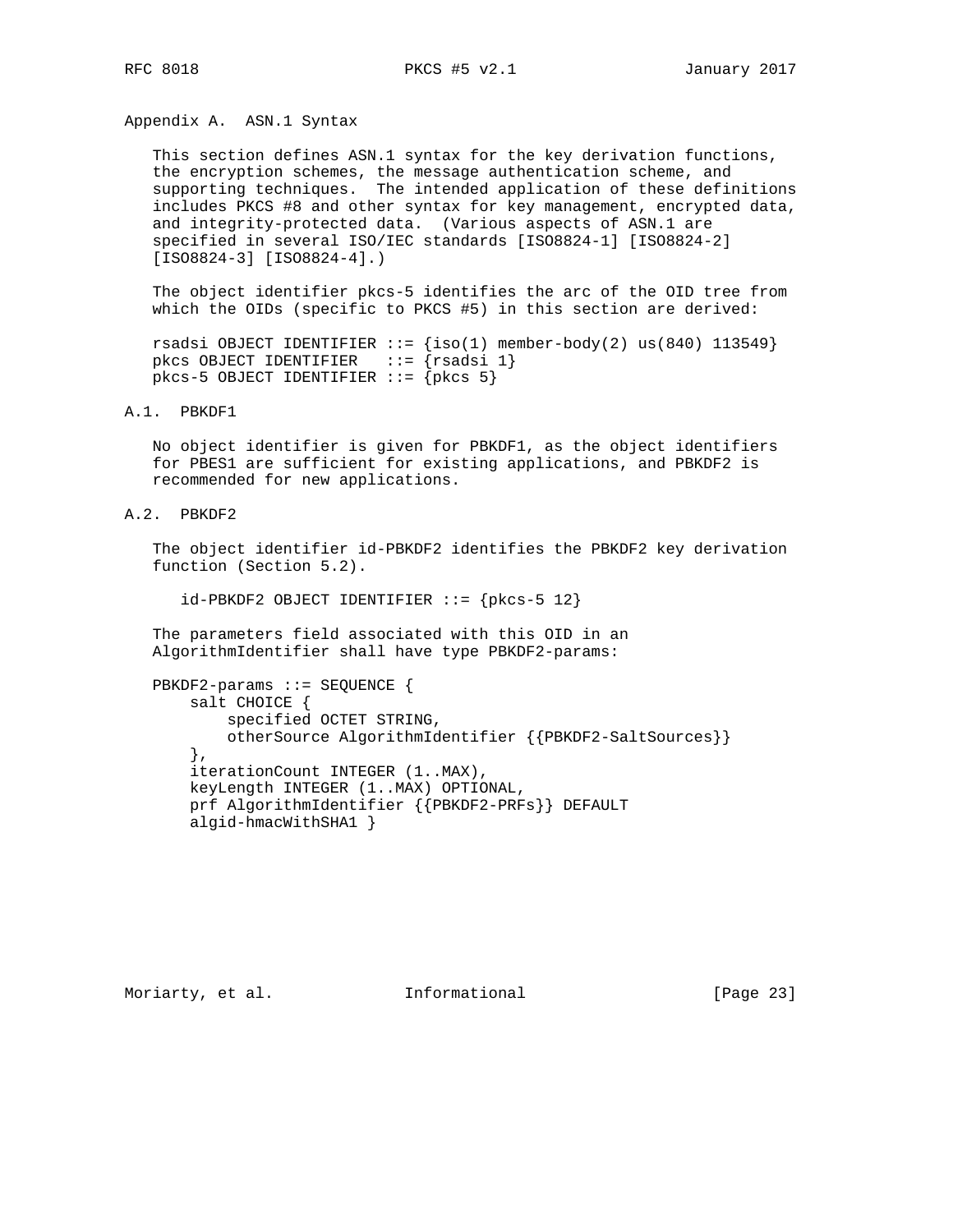## Appendix A. ASN.1 Syntax

This section defines ASN.1 syntax for the key derivation functions, the encryption schemes, the message authentication scheme, and supporting techniques. The intended application of these definitions includes PKCS #8 and other syntax for key management, encrypted data, and integrity-protected data. (Various aspects of ASN.1 are specified in several ISO/IEC standards [ISO8824-1] [ISO8824-2] [ISO8824-3] [ISO8824-4].)

The object identifier pkcs-5 identifies the arc of the OID tree from which the OIDs (specific to PKCS #5) in this section are derived:

```
rsadsi OBJECT IDENTIFIER ::= {iso(1) member-body(2) us(840) 113549}
pkcs OBJECT IDENTIFIER   ::= {rsadsi 1}
pkcs-5 OBJECT IDENTIFIER ::= {pkcs 5}
```

### A.1. PBKDF1

No object identifier is given for PBKDF1, as the object identifiers for PBES1 are sufficient for existing applications, and PBKDF2 is recommended for new applications.

### A.2. PBKDF2

The object identifier id-PBKDF2 identifies the PBKDF2 key derivation function (Section 5.2).

```
id-PBKDF2 OBJECT IDENTIFIER ::= {pkcs-5 12}
```

The parameters field associated with this OID in an AlgorithmIdentifier shall have type PBKDF2-params:

```
PBKDF2-params ::= SEQUENCE {
    salt CHOICE {
        specified OCTET STRING,
        otherSource AlgorithmIdentifier {{PBKDF2-SaltSources}}
    },
    iterationCount INTEGER (1..MAX),
    keyLength INTEGER (1..MAX) OPTIONAL,
    prf AlgorithmIdentifier {{PBKDF2-PRFs}} DEFAULT
    algid-hmacWithSHA1 }
```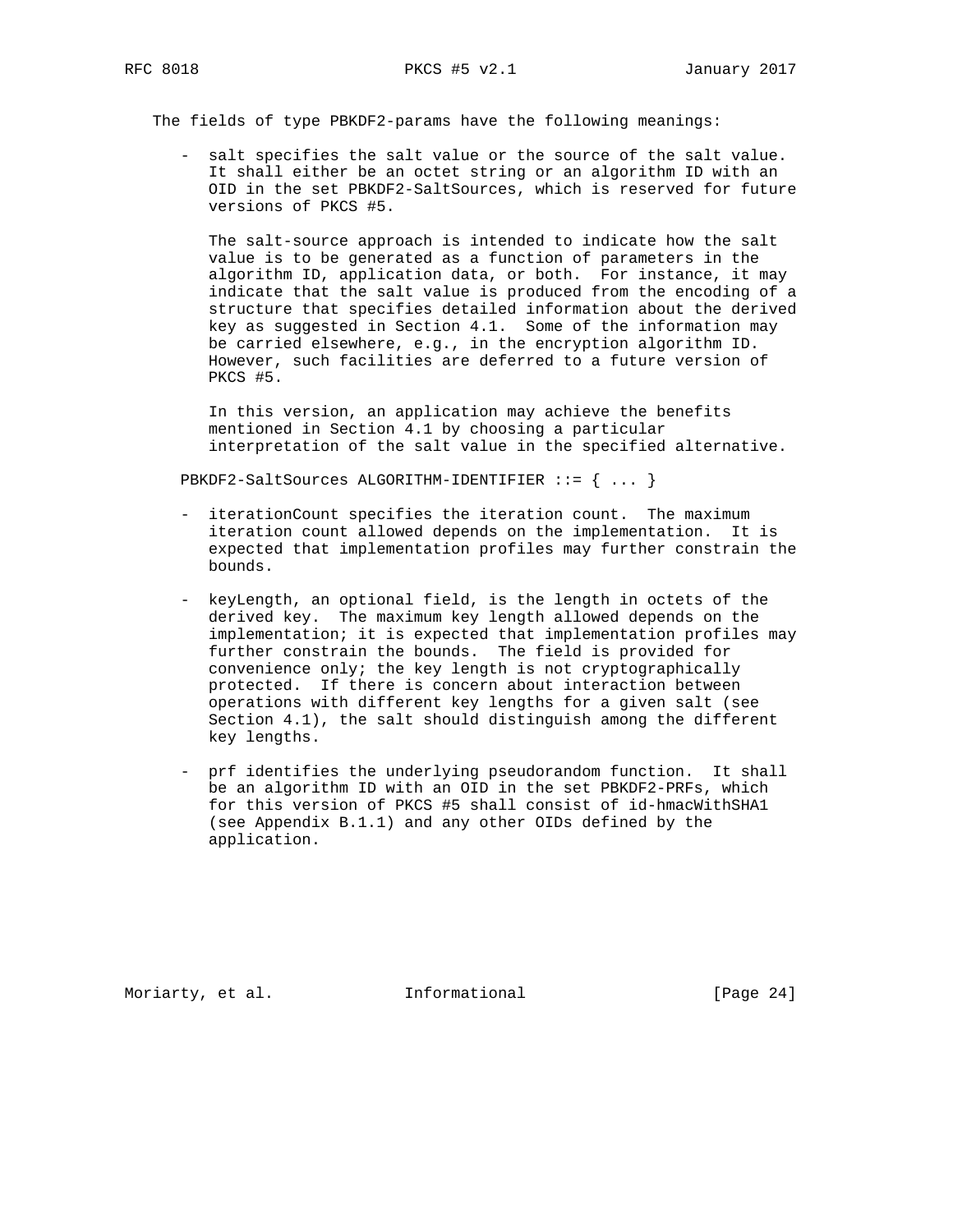The fields of type PBKDF2-params have the following meanings:

- salt specifies the salt value or the source of the salt value. It shall either be an octet string or an algorithm ID with an OID in the set PBKDF2-SaltSources, which is reserved for future versions of PKCS #5.

  The salt-source approach is intended to indicate how the salt value is to be generated as a function of parameters in the algorithm ID, application data, or both. For instance, it may indicate that the salt value is produced from the encoding of a structure that specifies detailed information about the derived key as suggested in Section 4.1. Some of the information may be carried elsewhere, e.g., in the encryption algorithm ID. However, such facilities are deferred to a future version of PKCS #5.

  In this version, an application may achieve the benefits mentioned in Section 4.1 by choosing a particular interpretation of the salt value in the specified alternative.

```
PBKDF2-SaltSources ALGORITHM-IDENTIFIER ::= { ... }
```

- iterationCount specifies the iteration count. The maximum iteration count allowed depends on the implementation. It is expected that implementation profiles may further constrain the bounds.

- keyLength, an optional field, is the length in octets of the derived key. The maximum key length allowed depends on the implementation; it is expected that implementation profiles may further constrain the bounds. The field is provided for convenience only; the key length is not cryptographically protected. If there is concern about interaction between operations with different key lengths for a given salt (see Section 4.1), the salt should distinguish among the different key lengths.

- prf identifies the underlying pseudorandom function. It shall be an algorithm ID with an OID in the set PBKDF2-PRFs, which for this version of PKCS #5 shall consist of id-hmacWithSHA1 (see Appendix B.1.1) and any other OIDs defined by the application.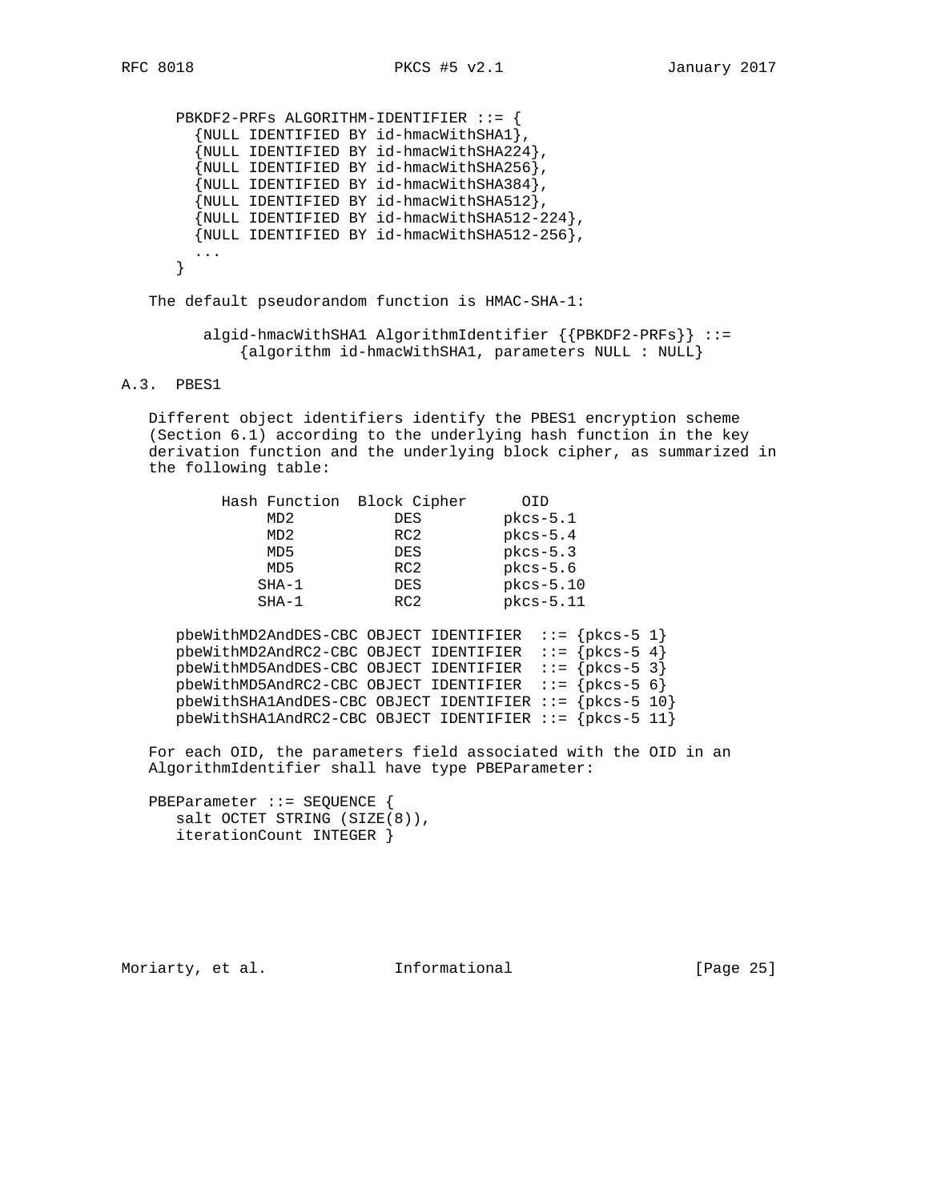```
PBKDF2-PRFs ALGORITHM-IDENTIFIER ::= {
  {NULL IDENTIFIED BY id-hmacWithSHA1},
  {NULL IDENTIFIED BY id-hmacWithSHA224},
  {NULL IDENTIFIED BY id-hmacWithSHA256},
  {NULL IDENTIFIED BY id-hmacWithSHA384},
  {NULL IDENTIFIED BY id-hmacWithSHA512},
  {NULL IDENTIFIED BY id-hmacWithSHA512-224},
  {NULL IDENTIFIED BY id-hmacWithSHA512-256},
  ...
}
```

The default pseudorandom function is HMAC-SHA-1:

```
algid-hmacWithSHA1 AlgorithmIdentifier {{PBKDF2-PRFs}} ::=
    {algorithm id-hmacWithSHA1, parameters NULL : NULL}
```

## A.3. PBES1

Different object identifiers identify the PBES1 encryption scheme (Section 6.1) according to the underlying hash function in the key derivation function and the underlying block cipher, as summarized in the following table:

| Hash Function | Block Cipher | OID |
|---|---|---|
| MD2 | DES | pkcs-5.1 |
| MD2 | RC2 | pkcs-5.4 |
| MD5 | DES | pkcs-5.3 |
| MD5 | RC2 | pkcs-5.6 |
| SHA-1 | DES | pkcs-5.10 |
| SHA-1 | RC2 | pkcs-5.11 |

```
pbeWithMD2AndDES-CBC OBJECT IDENTIFIER  ::= {pkcs-5 1}
pbeWithMD2AndRC2-CBC OBJECT IDENTIFIER  ::= {pkcs-5 4}
pbeWithMD5AndDES-CBC OBJECT IDENTIFIER  ::= {pkcs-5 3}
pbeWithMD5AndRC2-CBC OBJECT IDENTIFIER  ::= {pkcs-5 6}
pbeWithSHA1AndDES-CBC OBJECT IDENTIFIER ::= {pkcs-5 10}
pbeWithSHA1AndRC2-CBC OBJECT IDENTIFIER ::= {pkcs-5 11}
```

For each OID, the parameters field associated with the OID in an AlgorithmIdentifier shall have type PBEParameter:

```
PBEParameter ::= SEQUENCE {
   salt OCTET STRING (SIZE(8)),
   iterationCount INTEGER }
```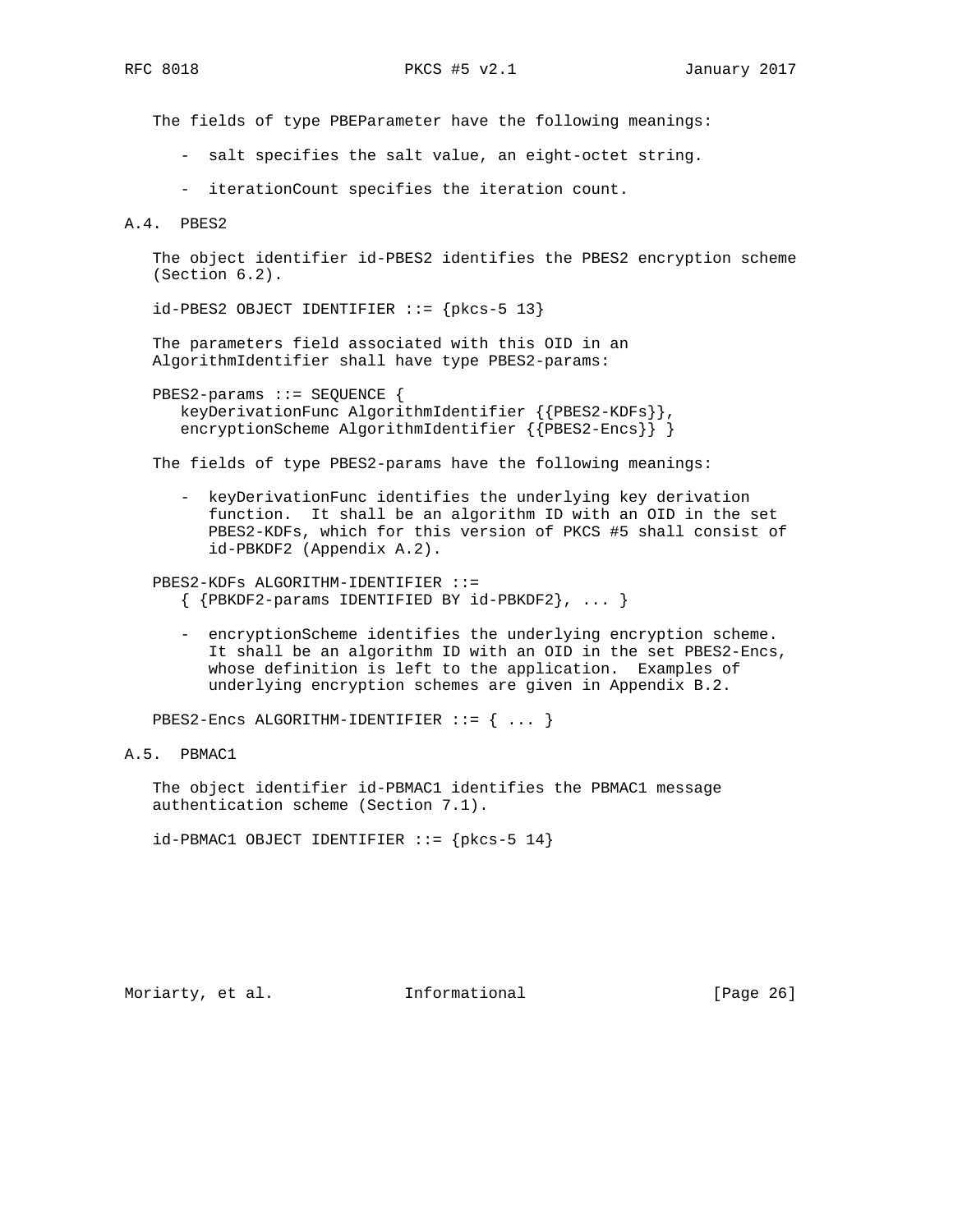The fields of type PBEParameter have the following meanings:

- salt specifies the salt value, an eight-octet string.
- iterationCount specifies the iteration count.

## A.4. PBES2

The object identifier id-PBES2 identifies the PBES2 encryption scheme (Section 6.2).

```
id-PBES2 OBJECT IDENTIFIER ::= {pkcs-5 13}
```

The parameters field associated with this OID in an AlgorithmIdentifier shall have type PBES2-params:

```
PBES2-params ::= SEQUENCE {
   keyDerivationFunc AlgorithmIdentifier {{PBES2-KDFs}},
   encryptionScheme AlgorithmIdentifier {{PBES2-Encs}} }
```

The fields of type PBES2-params have the following meanings:

- keyDerivationFunc identifies the underlying key derivation function. It shall be an algorithm ID with an OID in the set PBES2-KDFs, which for this version of PKCS #5 shall consist of id-PBKDF2 (Appendix A.2).

```
PBES2-KDFs ALGORITHM-IDENTIFIER ::=
   { {PBKDF2-params IDENTIFIED BY id-PBKDF2}, ... }
```

- encryptionScheme identifies the underlying encryption scheme. It shall be an algorithm ID with an OID in the set PBES2-Encs, whose definition is left to the application. Examples of underlying encryption schemes are given in Appendix B.2.

```
PBES2-Encs ALGORITHM-IDENTIFIER ::= { ... }
```

## A.5. PBMAC1

The object identifier id-PBMAC1 identifies the PBMAC1 message authentication scheme (Section 7.1).

```
id-PBMAC1 OBJECT IDENTIFIER ::= {pkcs-5 14}
```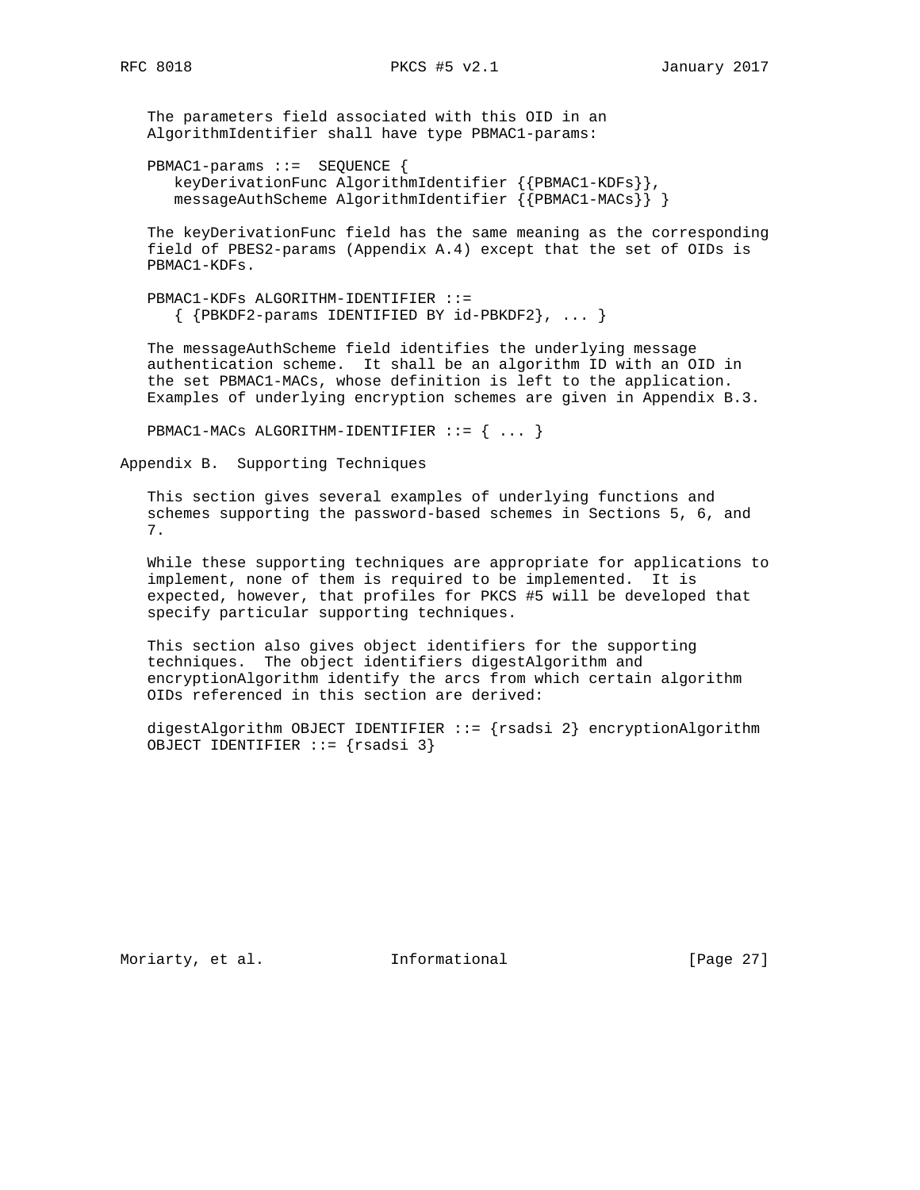The parameters field associated with this OID in an AlgorithmIdentifier shall have type PBMAC1-params:

```
PBMAC1-params ::=  SEQUENCE {
   keyDerivationFunc AlgorithmIdentifier {{PBMAC1-KDFs}},
   messageAuthScheme AlgorithmIdentifier {{PBMAC1-MACs}} }
```

The keyDerivationFunc field has the same meaning as the corresponding field of PBES2-params (Appendix A.4) except that the set of OIDs is PBMAC1-KDFs.

```
PBMAC1-KDFs ALGORITHM-IDENTIFIER ::=
   { {PBKDF2-params IDENTIFIED BY id-PBKDF2}, ... }
```

The messageAuthScheme field identifies the underlying message authentication scheme. It shall be an algorithm ID with an OID in the set PBMAC1-MACs, whose definition is left to the application. Examples of underlying encryption schemes are given in Appendix B.3.

```
PBMAC1-MACs ALGORITHM-IDENTIFIER ::= { ... }
```

## Appendix B. Supporting Techniques

This section gives several examples of underlying functions and schemes supporting the password-based schemes in Sections 5, 6, and 7.

While these supporting techniques are appropriate for applications to implement, none of them is required to be implemented. It is expected, however, that profiles for PKCS #5 will be developed that specify particular supporting techniques.

This section also gives object identifiers for the supporting techniques. The object identifiers digestAlgorithm and encryptionAlgorithm identify the arcs from which certain algorithm OIDs referenced in this section are derived:

```
digestAlgorithm OBJECT IDENTIFIER ::= {rsadsi 2} encryptionAlgorithm
OBJECT IDENTIFIER ::= {rsadsi 3}
```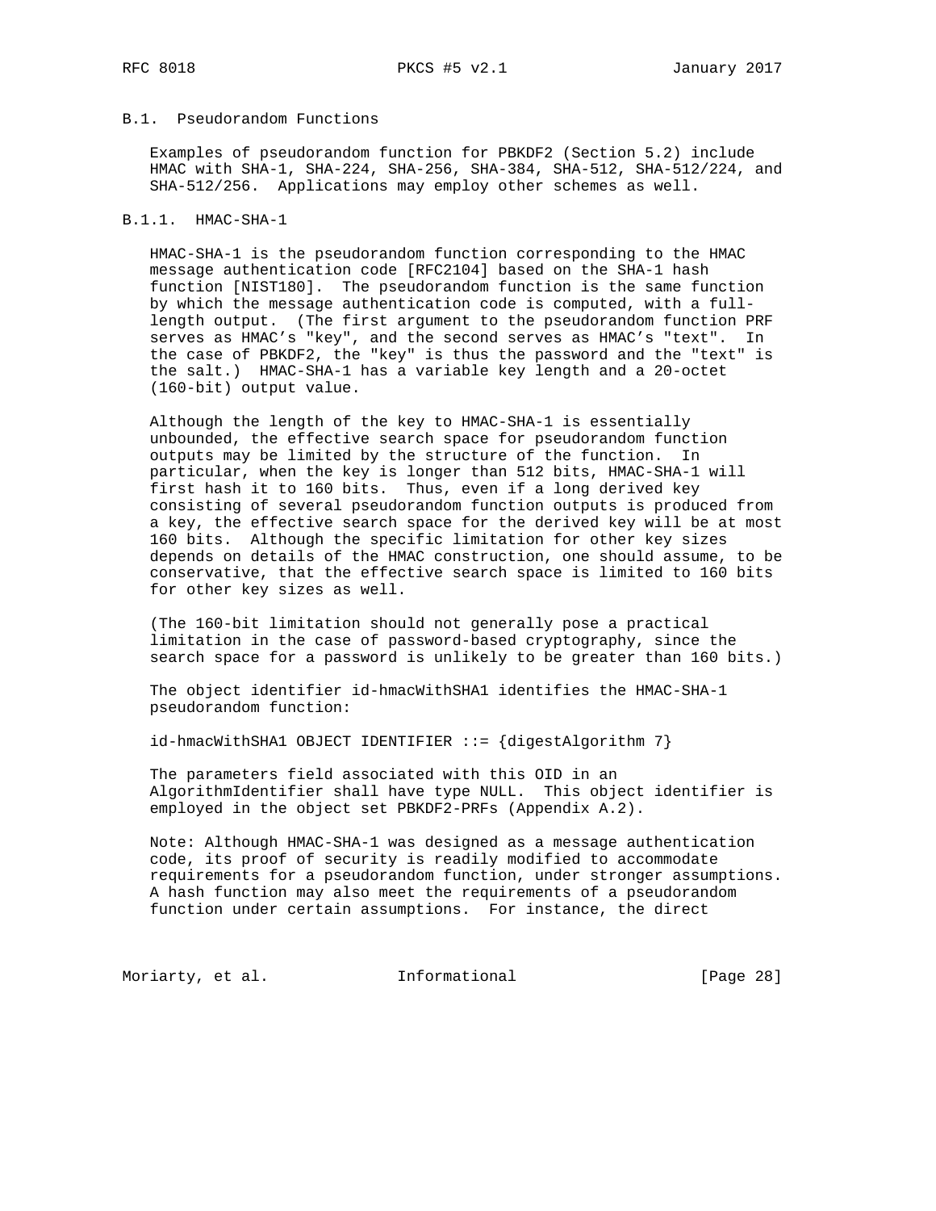### B.1. Pseudorandom Functions

Examples of pseudorandom function for PBKDF2 (Section 5.2) include HMAC with SHA-1, SHA-224, SHA-256, SHA-384, SHA-512, SHA-512/224, and SHA-512/256. Applications may employ other schemes as well.

#### B.1.1. HMAC-SHA-1

HMAC-SHA-1 is the pseudorandom function corresponding to the HMAC message authentication code [RFC2104] based on the SHA-1 hash function [NIST180]. The pseudorandom function is the same function by which the message authentication code is computed, with a full-length output. (The first argument to the pseudorandom function PRF serves as HMAC's "key", and the second serves as HMAC's "text". In the case of PBKDF2, the "key" is thus the password and the "text" is the salt.) HMAC-SHA-1 has a variable key length and a 20-octet (160-bit) output value.

Although the length of the key to HMAC-SHA-1 is essentially unbounded, the effective search space for pseudorandom function outputs may be limited by the structure of the function. In particular, when the key is longer than 512 bits, HMAC-SHA-1 will first hash it to 160 bits. Thus, even if a long derived key consisting of several pseudorandom function outputs is produced from a key, the effective search space for the derived key will be at most 160 bits. Although the specific limitation for other key sizes depends on details of the HMAC construction, one should assume, to be conservative, that the effective search space is limited to 160 bits for other key sizes as well.

(The 160-bit limitation should not generally pose a practical limitation in the case of password-based cryptography, since the search space for a password is unlikely to be greater than 160 bits.)

The object identifier id-hmacWithSHA1 identifies the HMAC-SHA-1 pseudorandom function:

```
id-hmacWithSHA1 OBJECT IDENTIFIER ::= {digestAlgorithm 7}
```

The parameters field associated with this OID in an AlgorithmIdentifier shall have type NULL. This object identifier is employed in the object set PBKDF2-PRFs (Appendix A.2).

Note: Although HMAC-SHA-1 was designed as a message authentication code, its proof of security is readily modified to accommodate requirements for a pseudorandom function, under stronger assumptions. A hash function may also meet the requirements of a pseudorandom function under certain assumptions. For instance, the direct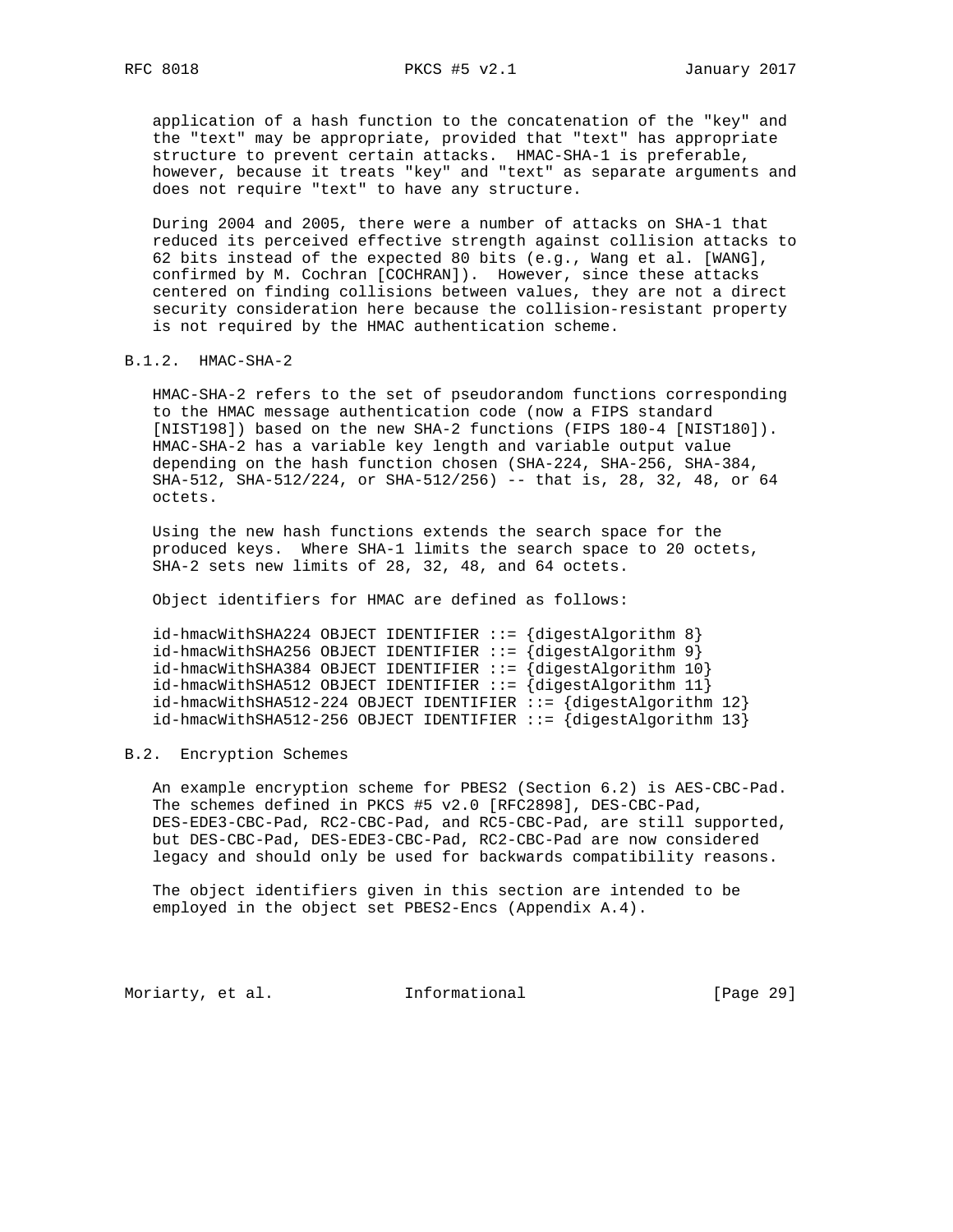application of a hash function to the concatenation of the "key" and the "text" may be appropriate, provided that "text" has appropriate structure to prevent certain attacks. HMAC-SHA-1 is preferable, however, because it treats "key" and "text" as separate arguments and does not require "text" to have any structure.

During 2004 and 2005, there were a number of attacks on SHA-1 that reduced its perceived effective strength against collision attacks to 62 bits instead of the expected 80 bits (e.g., Wang et al. [WANG], confirmed by M. Cochran [COCHRAN]). However, since these attacks centered on finding collisions between values, they are not a direct security consideration here because the collision-resistant property is not required by the HMAC authentication scheme.

### B.1.2. HMAC-SHA-2

HMAC-SHA-2 refers to the set of pseudorandom functions corresponding to the HMAC message authentication code (now a FIPS standard [NIST198]) based on the new SHA-2 functions (FIPS 180-4 [NIST180]). HMAC-SHA-2 has a variable key length and variable output value depending on the hash function chosen (SHA-224, SHA-256, SHA-384, SHA-512, SHA-512/224, or SHA-512/256) -- that is, 28, 32, 48, or 64 octets.

Using the new hash functions extends the search space for the produced keys. Where SHA-1 limits the search space to 20 octets, SHA-2 sets new limits of 28, 32, 48, and 64 octets.

Object identifiers for HMAC are defined as follows:

```
id-hmacWithSHA224 OBJECT IDENTIFIER ::= {digestAlgorithm 8}
id-hmacWithSHA256 OBJECT IDENTIFIER ::= {digestAlgorithm 9}
id-hmacWithSHA384 OBJECT IDENTIFIER ::= {digestAlgorithm 10}
id-hmacWithSHA512 OBJECT IDENTIFIER ::= {digestAlgorithm 11}
id-hmacWithSHA512-224 OBJECT IDENTIFIER ::= {digestAlgorithm 12}
id-hmacWithSHA512-256 OBJECT IDENTIFIER ::= {digestAlgorithm 13}
```

## B.2. Encryption Schemes

An example encryption scheme for PBES2 (Section 6.2) is AES-CBC-Pad. The schemes defined in PKCS #5 v2.0 [RFC2898], DES-CBC-Pad, DES-EDE3-CBC-Pad, RC2-CBC-Pad, and RC5-CBC-Pad, are still supported, but DES-CBC-Pad, DES-EDE3-CBC-Pad, RC2-CBC-Pad are now considered legacy and should only be used for backwards compatibility reasons.

The object identifiers given in this section are intended to be employed in the object set PBES2-Encs (Appendix A.4).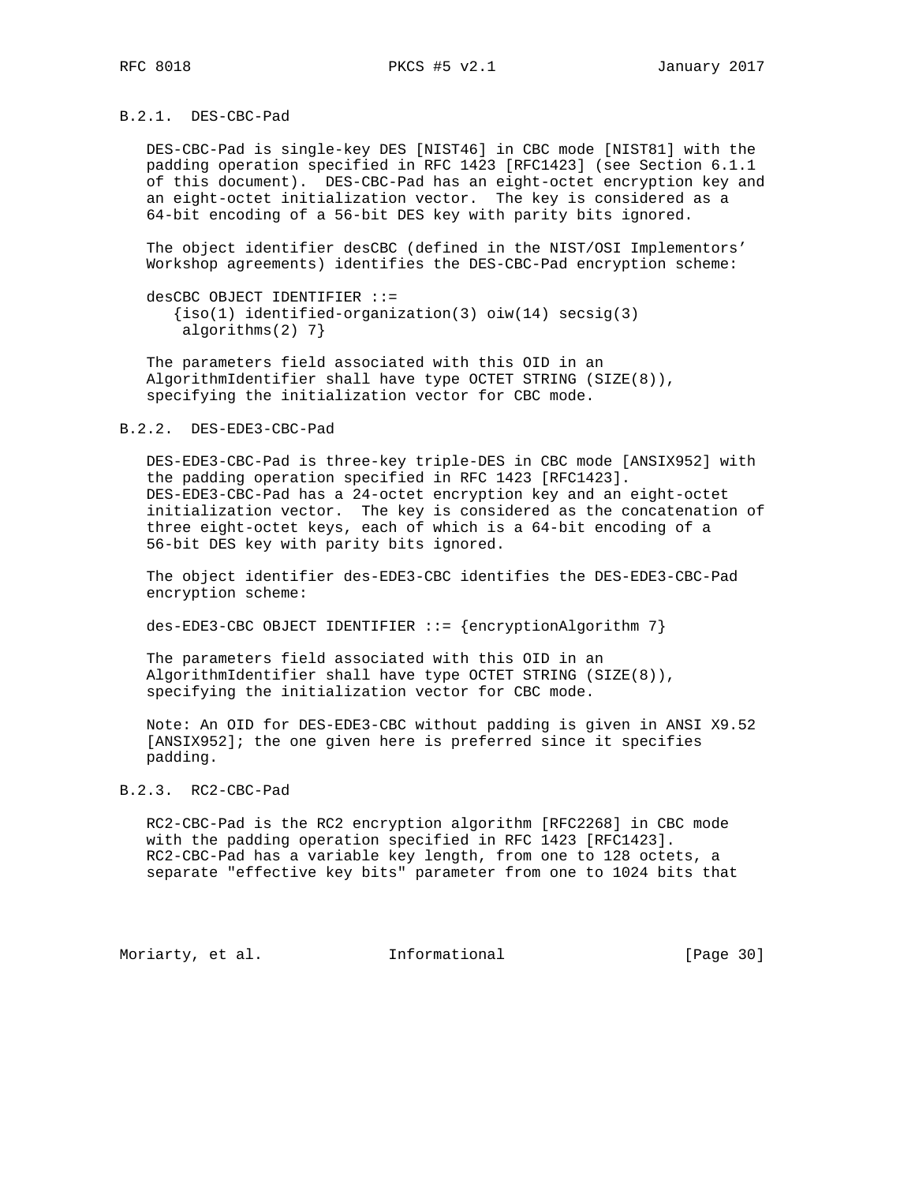### B.2.1. DES-CBC-Pad

DES-CBC-Pad is single-key DES [NIST46] in CBC mode [NIST81] with the padding operation specified in RFC 1423 [RFC1423] (see Section 6.1.1 of this document). DES-CBC-Pad has an eight-octet encryption key and an eight-octet initialization vector. The key is considered as a 64-bit encoding of a 56-bit DES key with parity bits ignored.

The object identifier desCBC (defined in the NIST/OSI Implementors' Workshop agreements) identifies the DES-CBC-Pad encryption scheme:

```
desCBC OBJECT IDENTIFIER ::=
   {iso(1) identified-organization(3) oiw(14) secsig(3)
    algorithms(2) 7}
```

The parameters field associated with this OID in an AlgorithmIdentifier shall have type OCTET STRING (SIZE(8)), specifying the initialization vector for CBC mode.

### B.2.2. DES-EDE3-CBC-Pad

DES-EDE3-CBC-Pad is three-key triple-DES in CBC mode [ANSIX952] with the padding operation specified in RFC 1423 [RFC1423]. DES-EDE3-CBC-Pad has a 24-octet encryption key and an eight-octet initialization vector. The key is considered as the concatenation of three eight-octet keys, each of which is a 64-bit encoding of a 56-bit DES key with parity bits ignored.

The object identifier des-EDE3-CBC identifies the DES-EDE3-CBC-Pad encryption scheme:

```
des-EDE3-CBC OBJECT IDENTIFIER ::= {encryptionAlgorithm 7}
```

The parameters field associated with this OID in an AlgorithmIdentifier shall have type OCTET STRING (SIZE(8)), specifying the initialization vector for CBC mode.

Note: An OID for DES-EDE3-CBC without padding is given in ANSI X9.52 [ANSIX952]; the one given here is preferred since it specifies padding.

### B.2.3. RC2-CBC-Pad

RC2-CBC-Pad is the RC2 encryption algorithm [RFC2268] in CBC mode with the padding operation specified in RFC 1423 [RFC1423]. RC2-CBC-Pad has a variable key length, from one to 128 octets, a separate "effective key bits" parameter from one to 1024 bits that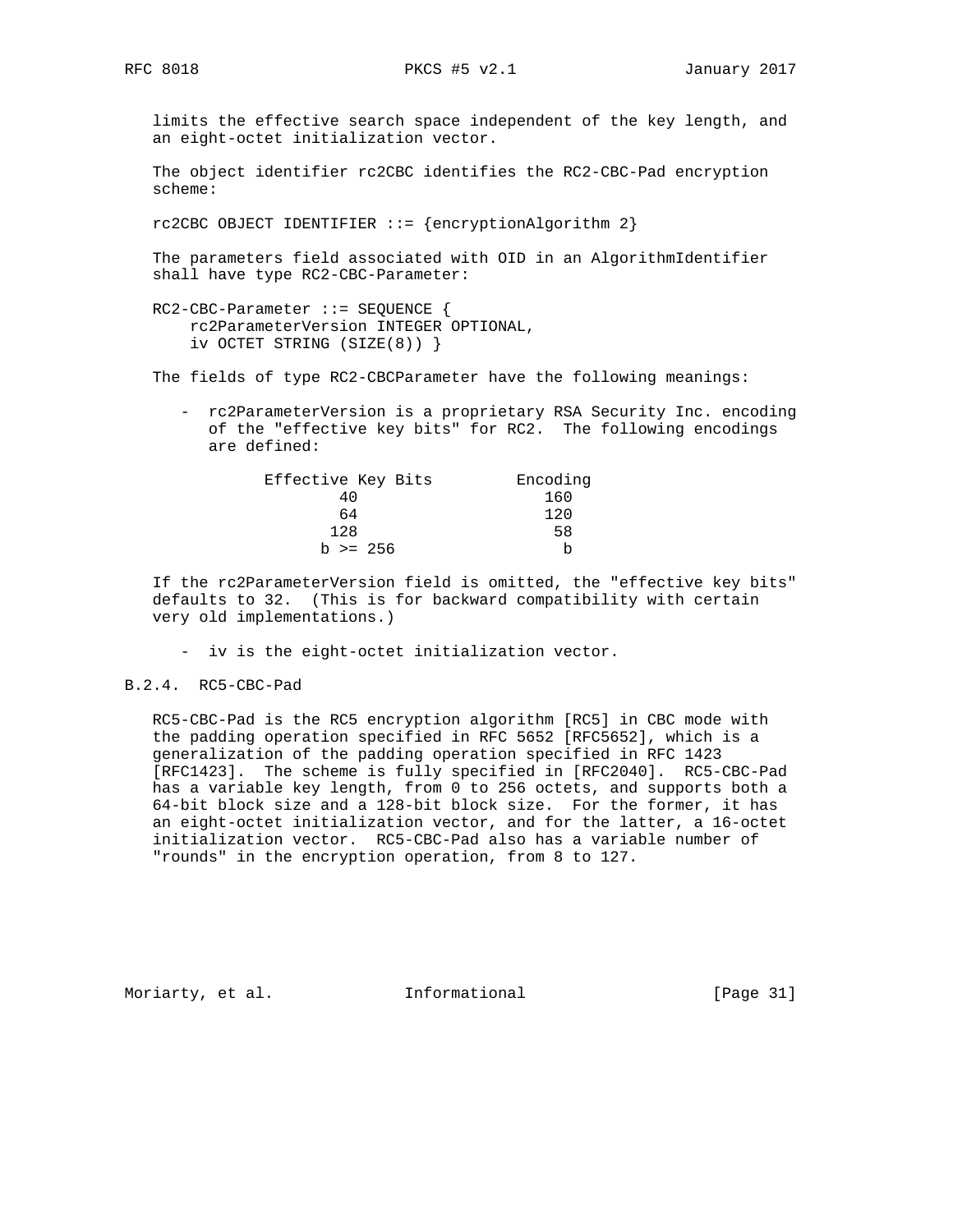limits the effective search space independent of the key length, and an eight-octet initialization vector.

The object identifier rc2CBC identifies the RC2-CBC-Pad encryption scheme:

```
rc2CBC OBJECT IDENTIFIER ::= {encryptionAlgorithm 2}
```

The parameters field associated with OID in an AlgorithmIdentifier shall have type RC2-CBC-Parameter:

```
RC2-CBC-Parameter ::= SEQUENCE {
    rc2ParameterVersion INTEGER OPTIONAL,
    iv OCTET STRING (SIZE(8)) }
```

The fields of type RC2-CBCParameter have the following meanings:

- rc2ParameterVersion is a proprietary RSA Security Inc. encoding of the "effective key bits" for RC2. The following encodings are defined:

| Effective Key Bits | Encoding |
|---|---|
| 40 | 160 |
| 64 | 120 |
| 128 | 58 |
| b >= 256 | b |

If the rc2ParameterVersion field is omitted, the "effective key bits" defaults to 32. (This is for backward compatibility with certain very old implementations.)

- iv is the eight-octet initialization vector.

### B.2.4. RC5-CBC-Pad

RC5-CBC-Pad is the RC5 encryption algorithm [RC5] in CBC mode with the padding operation specified in RFC 5652 [RFC5652], which is a generalization of the padding operation specified in RFC 1423 [RFC1423]. The scheme is fully specified in [RFC2040]. RC5-CBC-Pad has a variable key length, from 0 to 256 octets, and supports both a 64-bit block size and a 128-bit block size. For the former, it has an eight-octet initialization vector, and for the latter, a 16-octet initialization vector. RC5-CBC-Pad also has a variable number of "rounds" in the encryption operation, from 8 to 127.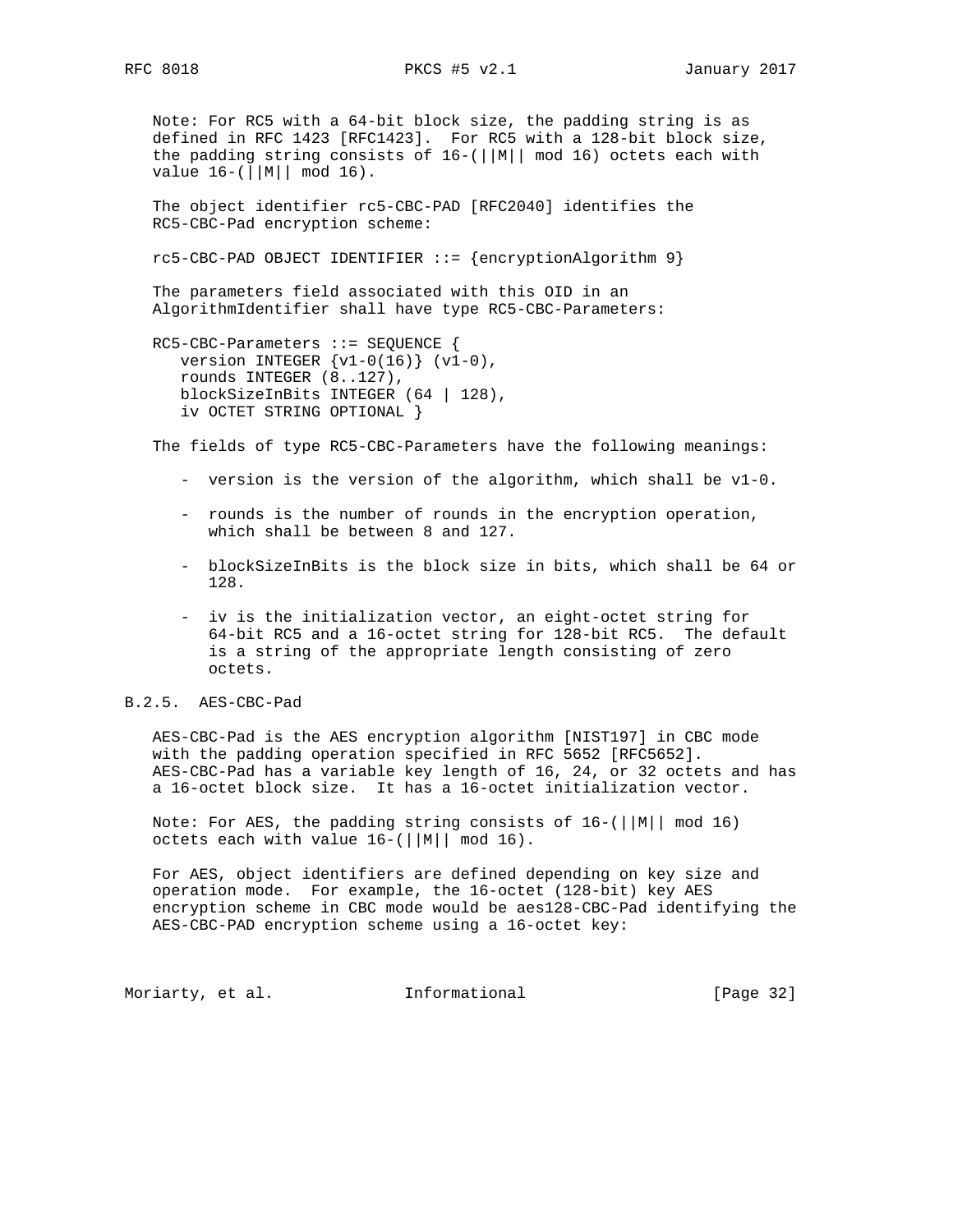Note: For RC5 with a 64-bit block size, the padding string is as defined in RFC 1423 [RFC1423]. For RC5 with a 128-bit block size, the padding string consists of 16-(||M|| mod 16) octets each with value 16-(||M|| mod 16).

The object identifier rc5-CBC-PAD [RFC2040] identifies the RC5-CBC-Pad encryption scheme:

```
rc5-CBC-PAD OBJECT IDENTIFIER ::= {encryptionAlgorithm 9}
```

The parameters field associated with this OID in an AlgorithmIdentifier shall have type RC5-CBC-Parameters:

```
RC5-CBC-Parameters ::= SEQUENCE {
   version INTEGER {v1-0(16)} (v1-0),
   rounds INTEGER (8..127),
   blockSizeInBits INTEGER (64 | 128),
   iv OCTET STRING OPTIONAL }
```

The fields of type RC5-CBC-Parameters have the following meanings:

- version is the version of the algorithm, which shall be v1-0.
- rounds is the number of rounds in the encryption operation, which shall be between 8 and 127.
- blockSizeInBits is the block size in bits, which shall be 64 or 128.
- iv is the initialization vector, an eight-octet string for 64-bit RC5 and a 16-octet string for 128-bit RC5. The default is a string of the appropriate length consisting of zero octets.

### B.2.5. AES-CBC-Pad

AES-CBC-Pad is the AES encryption algorithm [NIST197] in CBC mode with the padding operation specified in RFC 5652 [RFC5652]. AES-CBC-Pad has a variable key length of 16, 24, or 32 octets and has a 16-octet block size. It has a 16-octet initialization vector.

Note: For AES, the padding string consists of 16-(||M|| mod 16) octets each with value 16-(||M|| mod 16).

For AES, object identifiers are defined depending on key size and operation mode. For example, the 16-octet (128-bit) key AES encryption scheme in CBC mode would be aes128-CBC-Pad identifying the AES-CBC-PAD encryption scheme using a 16-octet key: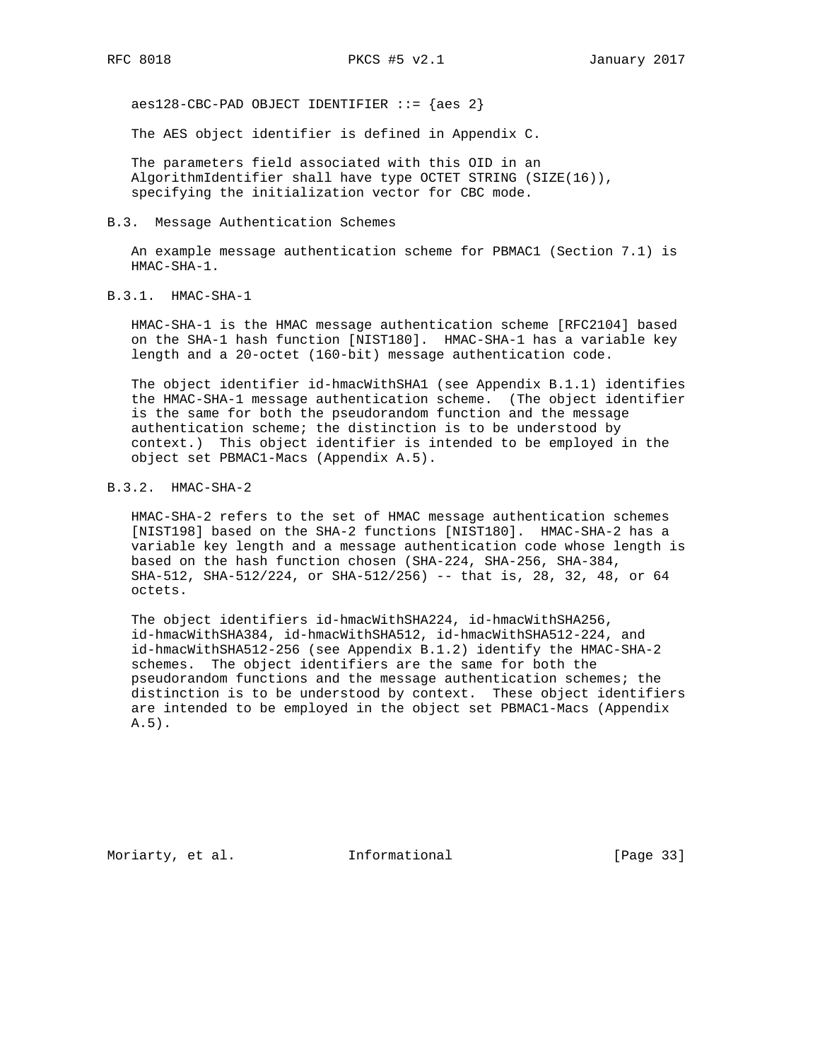```
aes128-CBC-PAD OBJECT IDENTIFIER ::= {aes 2}
```

The AES object identifier is defined in Appendix C.

The parameters field associated with this OID in an AlgorithmIdentifier shall have type OCTET STRING (SIZE(16)), specifying the initialization vector for CBC mode.

## B.3. Message Authentication Schemes

An example message authentication scheme for PBMAC1 (Section 7.1) is HMAC-SHA-1.

### B.3.1. HMAC-SHA-1

HMAC-SHA-1 is the HMAC message authentication scheme [RFC2104] based on the SHA-1 hash function [NIST180]. HMAC-SHA-1 has a variable key length and a 20-octet (160-bit) message authentication code.

The object identifier id-hmacWithSHA1 (see Appendix B.1.1) identifies the HMAC-SHA-1 message authentication scheme. (The object identifier is the same for both the pseudorandom function and the message authentication scheme; the distinction is to be understood by context.) This object identifier is intended to be employed in the object set PBMAC1-Macs (Appendix A.5).

### B.3.2. HMAC-SHA-2

HMAC-SHA-2 refers to the set of HMAC message authentication schemes [NIST198] based on the SHA-2 functions [NIST180]. HMAC-SHA-2 has a variable key length and a message authentication code whose length is based on the hash function chosen (SHA-224, SHA-256, SHA-384, SHA-512, SHA-512/224, or SHA-512/256) -- that is, 28, 32, 48, or 64 octets.

The object identifiers id-hmacWithSHA224, id-hmacWithSHA256, id-hmacWithSHA384, id-hmacWithSHA512, id-hmacWithSHA512-224, and id-hmacWithSHA512-256 (see Appendix B.1.2) identify the HMAC-SHA-2 schemes. The object identifiers are the same for both the pseudorandom functions and the message authentication schemes; the distinction is to be understood by context. These object identifiers are intended to be employed in the object set PBMAC1-Macs (Appendix A.5).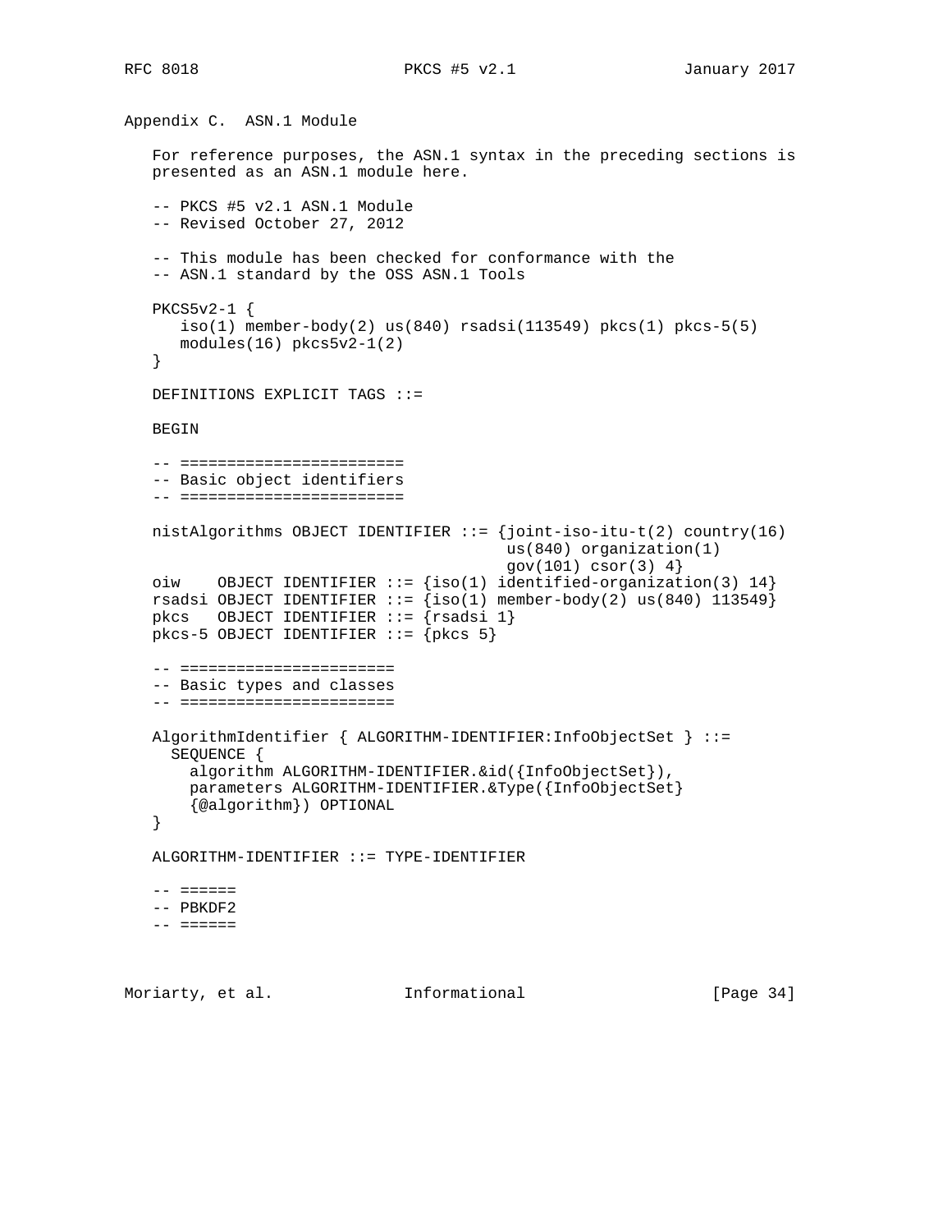## Appendix C. ASN.1 Module

For reference purposes, the ASN.1 syntax in the preceding sections is presented as an ASN.1 module here.

```
-- PKCS #5 v2.1 ASN.1 Module
-- Revised October 27, 2012

-- This module has been checked for conformance with the
-- ASN.1 standard by the OSS ASN.1 Tools

PKCS5v2-1 {
   iso(1) member-body(2) us(840) rsadsi(113549) pkcs(1) pkcs-5(5)
   modules(16) pkcs5v2-1(2)
}

DEFINITIONS EXPLICIT TAGS ::=

BEGIN

-- ========================
-- Basic object identifiers
-- ========================

nistAlgorithms OBJECT IDENTIFIER ::= {joint-iso-itu-t(2) country(16)
                                      us(840) organization(1)
                                      gov(101) csor(3) 4}
oiw    OBJECT IDENTIFIER ::= {iso(1) identified-organization(3) 14}
rsadsi OBJECT IDENTIFIER ::= {iso(1) member-body(2) us(840) 113549}
pkcs   OBJECT IDENTIFIER ::= {rsadsi 1}
pkcs-5 OBJECT IDENTIFIER ::= {pkcs 5}

-- =======================
-- Basic types and classes
-- =======================

AlgorithmIdentifier { ALGORITHM-IDENTIFIER:InfoObjectSet } ::=
  SEQUENCE {
    algorithm ALGORITHM-IDENTIFIER.&id({InfoObjectSet}),
    parameters ALGORITHM-IDENTIFIER.&Type({InfoObjectSet}
    {@algorithm}) OPTIONAL
}

ALGORITHM-IDENTIFIER ::= TYPE-IDENTIFIER

-- ======
-- PBKDF2
-- ======
```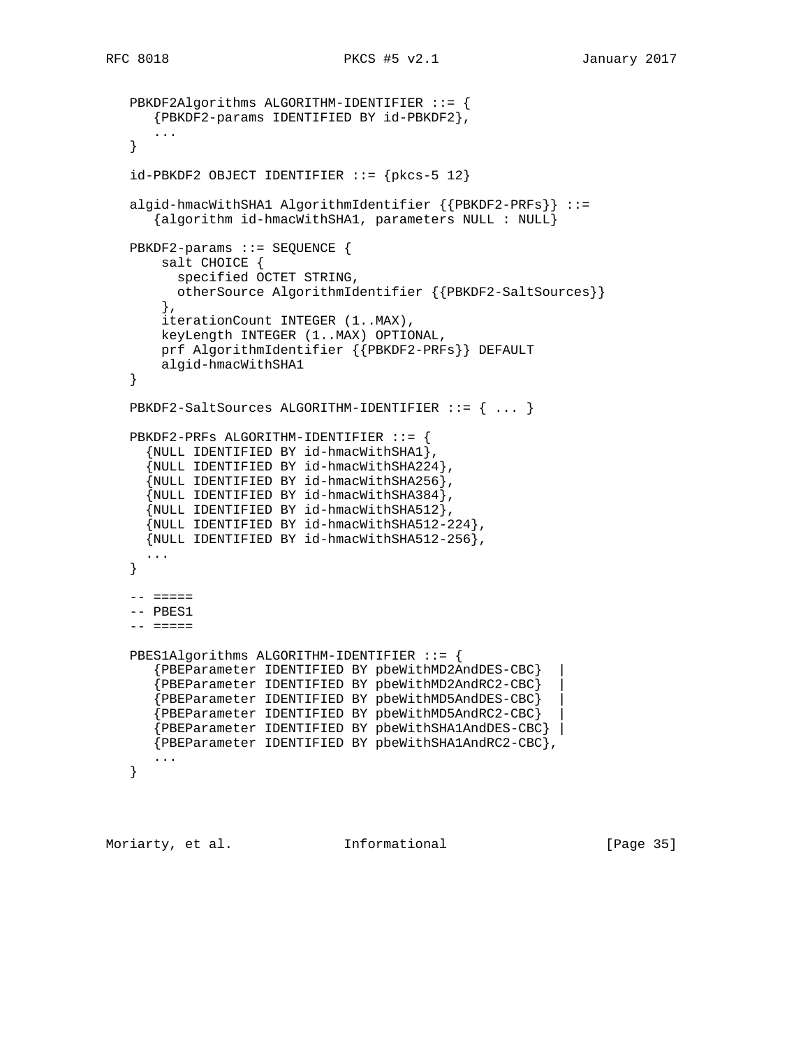```
   PBKDF2Algorithms ALGORITHM-IDENTIFIER ::= {
      {PBKDF2-params IDENTIFIED BY id-PBKDF2},
      ...
   }

   id-PBKDF2 OBJECT IDENTIFIER ::= {pkcs-5 12}

   algid-hmacWithSHA1 AlgorithmIdentifier {{PBKDF2-PRFs}} ::=
      {algorithm id-hmacWithSHA1, parameters NULL : NULL}

   PBKDF2-params ::= SEQUENCE {
       salt CHOICE {
         specified OCTET STRING,
         otherSource AlgorithmIdentifier {{PBKDF2-SaltSources}}
       },
       iterationCount INTEGER (1..MAX),
       keyLength INTEGER (1..MAX) OPTIONAL,
       prf AlgorithmIdentifier {{PBKDF2-PRFs}} DEFAULT
       algid-hmacWithSHA1
   }

   PBKDF2-SaltSources ALGORITHM-IDENTIFIER ::= { ... }

   PBKDF2-PRFs ALGORITHM-IDENTIFIER ::= {
     {NULL IDENTIFIED BY id-hmacWithSHA1},
     {NULL IDENTIFIED BY id-hmacWithSHA224},
     {NULL IDENTIFIED BY id-hmacWithSHA256},
     {NULL IDENTIFIED BY id-hmacWithSHA384},
     {NULL IDENTIFIED BY id-hmacWithSHA512},
     {NULL IDENTIFIED BY id-hmacWithSHA512-224},
     {NULL IDENTIFIED BY id-hmacWithSHA512-256},
     ...
   }

   -- =====
   -- PBES1
   -- =====

   PBES1Algorithms ALGORITHM-IDENTIFIER ::= {
      {PBEParameter IDENTIFIED BY pbeWithMD2AndDES-CBC}  |
      {PBEParameter IDENTIFIED BY pbeWithMD2AndRC2-CBC}  |
      {PBEParameter IDENTIFIED BY pbeWithMD5AndDES-CBC}  |
      {PBEParameter IDENTIFIED BY pbeWithMD5AndRC2-CBC}  |
      {PBEParameter IDENTIFIED BY pbeWithSHA1AndDES-CBC} |
      {PBEParameter IDENTIFIED BY pbeWithSHA1AndRC2-CBC},
      ...
   }
```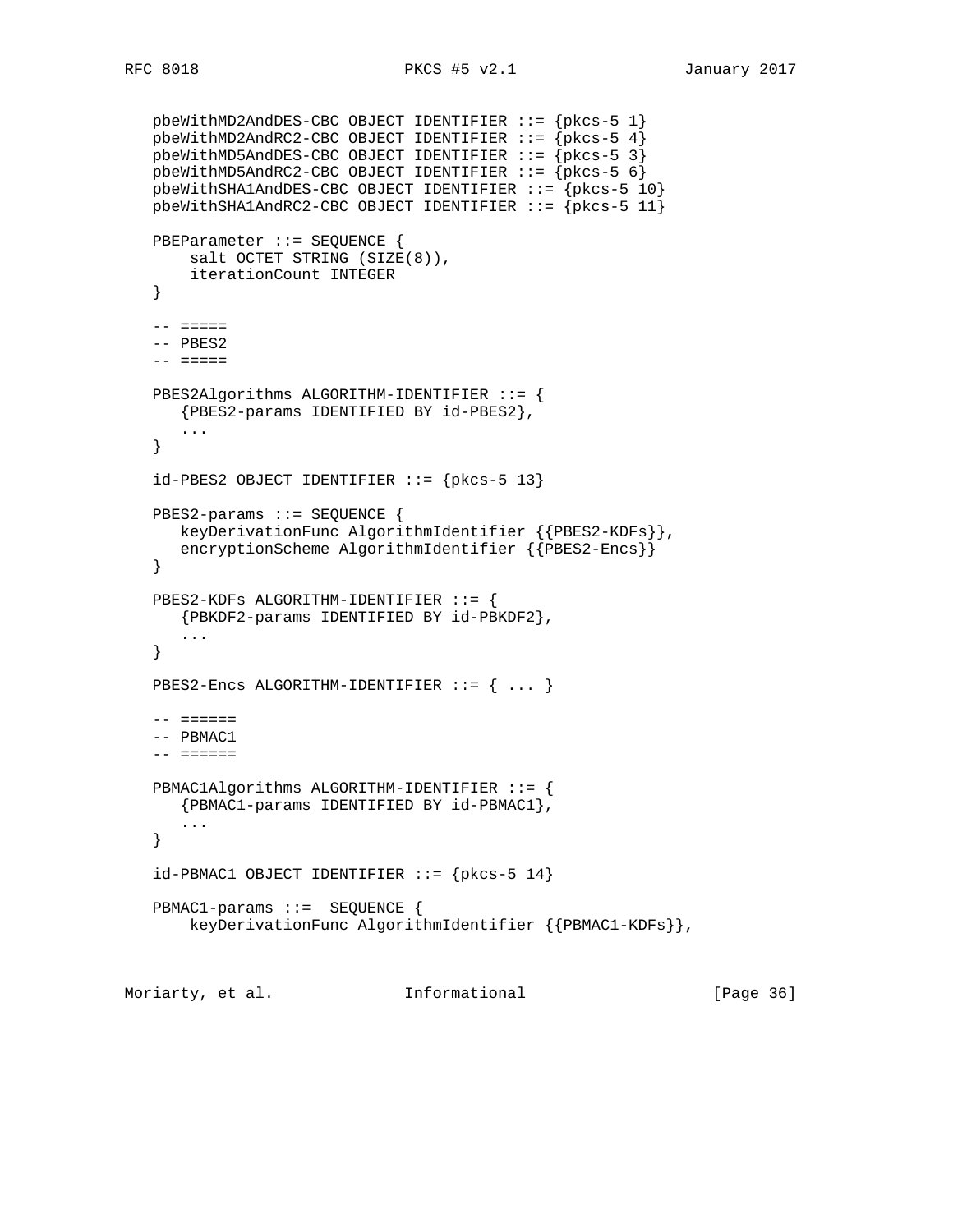```
pbeWithMD2AndDES-CBC OBJECT IDENTIFIER ::= {pkcs-5 1}
pbeWithMD2AndRC2-CBC OBJECT IDENTIFIER ::= {pkcs-5 4}
pbeWithMD5AndDES-CBC OBJECT IDENTIFIER ::= {pkcs-5 3}
pbeWithMD5AndRC2-CBC OBJECT IDENTIFIER ::= {pkcs-5 6}
pbeWithSHA1AndDES-CBC OBJECT IDENTIFIER ::= {pkcs-5 10}
pbeWithSHA1AndRC2-CBC OBJECT IDENTIFIER ::= {pkcs-5 11}

PBEParameter ::= SEQUENCE {
    salt OCTET STRING (SIZE(8)),
    iterationCount INTEGER
}

-- =====
-- PBES2
-- =====

PBES2Algorithms ALGORITHM-IDENTIFIER ::= {
   {PBES2-params IDENTIFIED BY id-PBES2},
   ...
}

id-PBES2 OBJECT IDENTIFIER ::= {pkcs-5 13}

PBES2-params ::= SEQUENCE {
   keyDerivationFunc AlgorithmIdentifier {{PBES2-KDFs}},
   encryptionScheme AlgorithmIdentifier {{PBES2-Encs}}
}

PBES2-KDFs ALGORITHM-IDENTIFIER ::= {
   {PBKDF2-params IDENTIFIED BY id-PBKDF2},
   ...
}

PBES2-Encs ALGORITHM-IDENTIFIER ::= { ... }

-- ======
-- PBMAC1
-- ======

PBMAC1Algorithms ALGORITHM-IDENTIFIER ::= {
   {PBMAC1-params IDENTIFIED BY id-PBMAC1},
   ...
}

id-PBMAC1 OBJECT IDENTIFIER ::= {pkcs-5 14}

PBMAC1-params ::=  SEQUENCE {
    keyDerivationFunc AlgorithmIdentifier {{PBMAC1-KDFs}},
```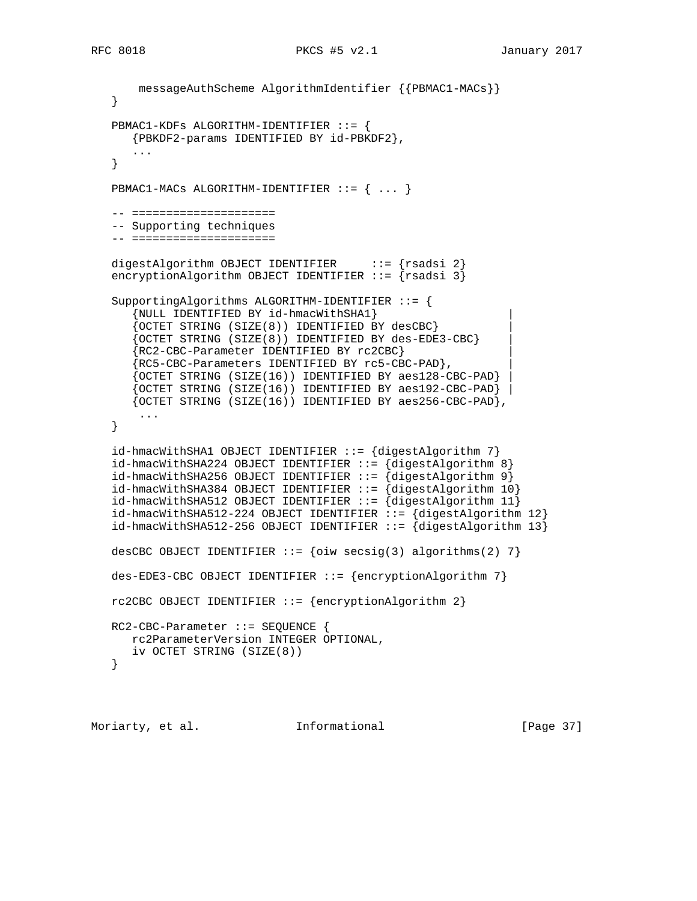```
     messageAuthScheme AlgorithmIdentifier {{PBMAC1-MACs}}
}

PBMAC1-KDFs ALGORITHM-IDENTIFIER ::= {
   {PBKDF2-params IDENTIFIED BY id-PBKDF2},
   ...
}

PBMAC1-MACs ALGORITHM-IDENTIFIER ::= { ... }

-- ====================
-- Supporting techniques
-- ====================

digestAlgorithm OBJECT IDENTIFIER     ::= {rsadsi 2}
encryptionAlgorithm OBJECT IDENTIFIER ::= {rsadsi 3}

SupportingAlgorithms ALGORITHM-IDENTIFIER ::= {
   {NULL IDENTIFIED BY id-hmacWithSHA1}                   |
   {OCTET STRING (SIZE(8)) IDENTIFIED BY desCBC}          |
   {OCTET STRING (SIZE(8)) IDENTIFIED BY des-EDE3-CBC}    |
   {RC2-CBC-Parameter IDENTIFIED BY rc2CBC}               |
   {RC5-CBC-Parameters IDENTIFIED BY rc5-CBC-PAD},        |
   {OCTET STRING (SIZE(16)) IDENTIFIED BY aes128-CBC-PAD} |
   {OCTET STRING (SIZE(16)) IDENTIFIED BY aes192-CBC-PAD} |
   {OCTET STRING (SIZE(16)) IDENTIFIED BY aes256-CBC-PAD},
    ...
}

id-hmacWithSHA1 OBJECT IDENTIFIER ::= {digestAlgorithm 7}
id-hmacWithSHA224 OBJECT IDENTIFIER ::= {digestAlgorithm 8}
id-hmacWithSHA256 OBJECT IDENTIFIER ::= {digestAlgorithm 9}
id-hmacWithSHA384 OBJECT IDENTIFIER ::= {digestAlgorithm 10}
id-hmacWithSHA512 OBJECT IDENTIFIER ::= {digestAlgorithm 11}
id-hmacWithSHA512-224 OBJECT IDENTIFIER ::= {digestAlgorithm 12}
id-hmacWithSHA512-256 OBJECT IDENTIFIER ::= {digestAlgorithm 13}

desCBC OBJECT IDENTIFIER ::= {oiw secsig(3) algorithms(2) 7}

des-EDE3-CBC OBJECT IDENTIFIER ::= {encryptionAlgorithm 7}

rc2CBC OBJECT IDENTIFIER ::= {encryptionAlgorithm 2}

RC2-CBC-Parameter ::= SEQUENCE {
   rc2ParameterVersion INTEGER OPTIONAL,
   iv OCTET STRING (SIZE(8))
}
```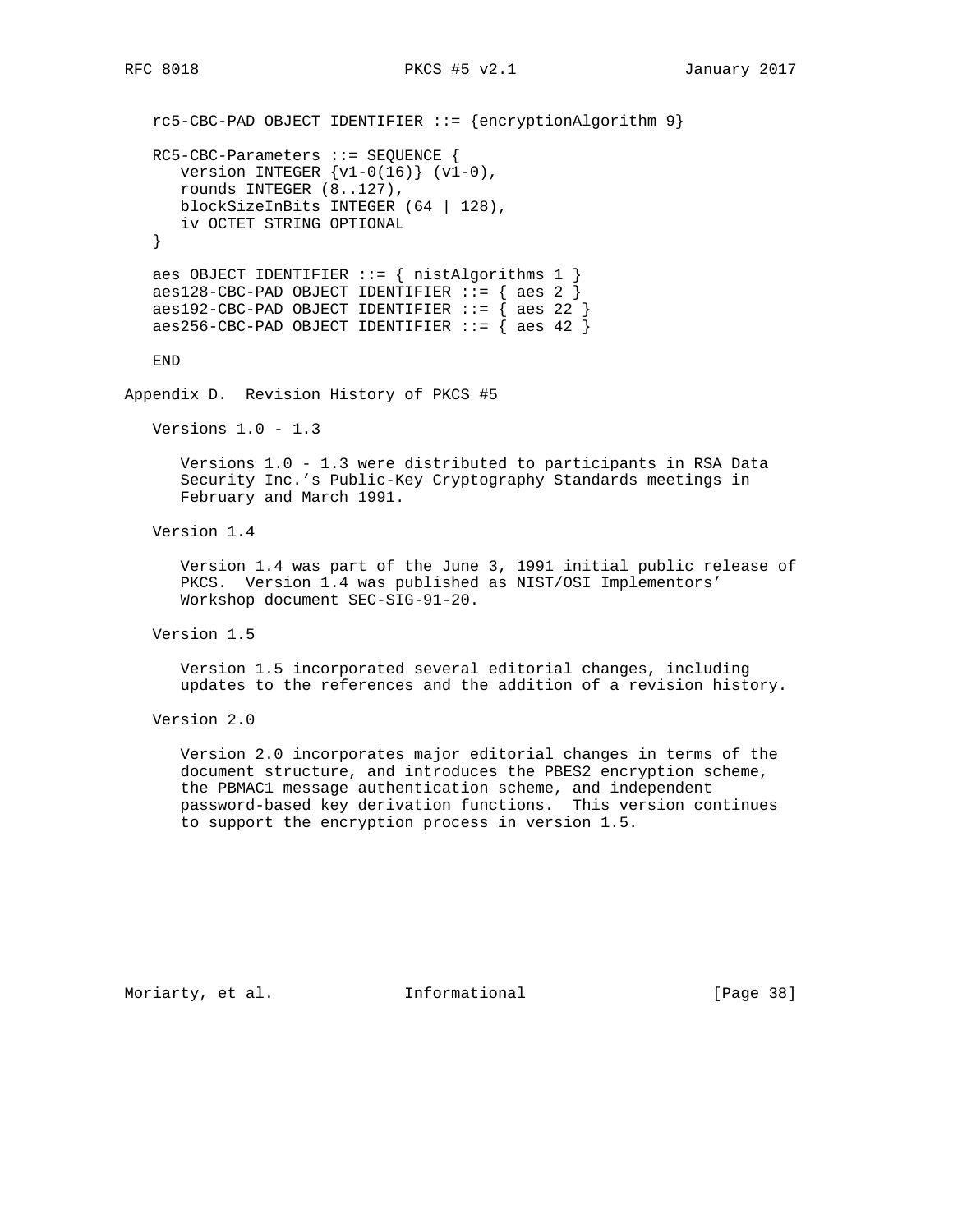```
rc5-CBC-PAD OBJECT IDENTIFIER ::= {encryptionAlgorithm 9}

RC5-CBC-Parameters ::= SEQUENCE {
   version INTEGER {v1-0(16)} (v1-0),
   rounds INTEGER (8..127),
   blockSizeInBits INTEGER (64 | 128),
   iv OCTET STRING OPTIONAL
}

aes OBJECT IDENTIFIER ::= { nistAlgorithms 1 }
aes128-CBC-PAD OBJECT IDENTIFIER ::= { aes 2 }
aes192-CBC-PAD OBJECT IDENTIFIER ::= { aes 22 }
aes256-CBC-PAD OBJECT IDENTIFIER ::= { aes 42 }

END
```

## Appendix D. Revision History of PKCS #5

### Versions 1.0 - 1.3

Versions 1.0 - 1.3 were distributed to participants in RSA Data Security Inc.'s Public-Key Cryptography Standards meetings in February and March 1991.

### Version 1.4

Version 1.4 was part of the June 3, 1991 initial public release of PKCS. Version 1.4 was published as NIST/OSI Implementors' Workshop document SEC-SIG-91-20.

### Version 1.5

Version 1.5 incorporated several editorial changes, including updates to the references and the addition of a revision history.

### Version 2.0

Version 2.0 incorporates major editorial changes in terms of the document structure, and introduces the PBES2 encryption scheme, the PBMAC1 message authentication scheme, and independent password-based key derivation functions. This version continues to support the encryption process in version 1.5.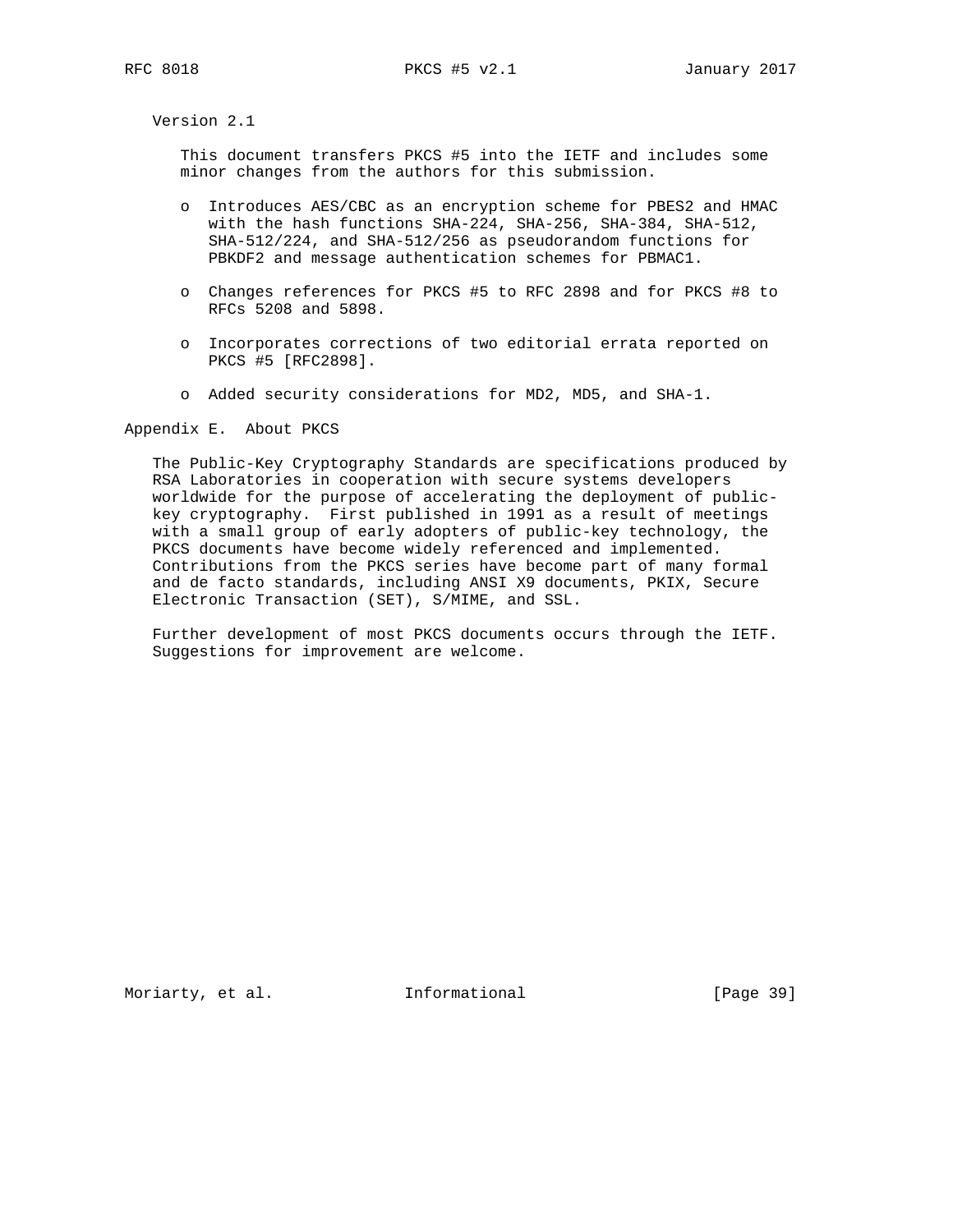### Version 2.1

This document transfers PKCS #5 into the IETF and includes some minor changes from the authors for this submission.

- Introduces AES/CBC as an encryption scheme for PBES2 and HMAC with the hash functions SHA-224, SHA-256, SHA-384, SHA-512, SHA-512/224, and SHA-512/256 as pseudorandom functions for PBKDF2 and message authentication schemes for PBMAC1.
- Changes references for PKCS #5 to RFC 2898 and for PKCS #8 to RFCs 5208 and 5898.
- Incorporates corrections of two editorial errata reported on PKCS #5 [RFC2898].
- Added security considerations for MD2, MD5, and SHA-1.

## Appendix E. About PKCS

The Public-Key Cryptography Standards are specifications produced by RSA Laboratories in cooperation with secure systems developers worldwide for the purpose of accelerating the deployment of public-key cryptography. First published in 1991 as a result of meetings with a small group of early adopters of public-key technology, the PKCS documents have become widely referenced and implemented. Contributions from the PKCS series have become part of many formal and de facto standards, including ANSI X9 documents, PKIX, Secure Electronic Transaction (SET), S/MIME, and SSL.

Further development of most PKCS documents occurs through the IETF. Suggestions for improvement are welcome.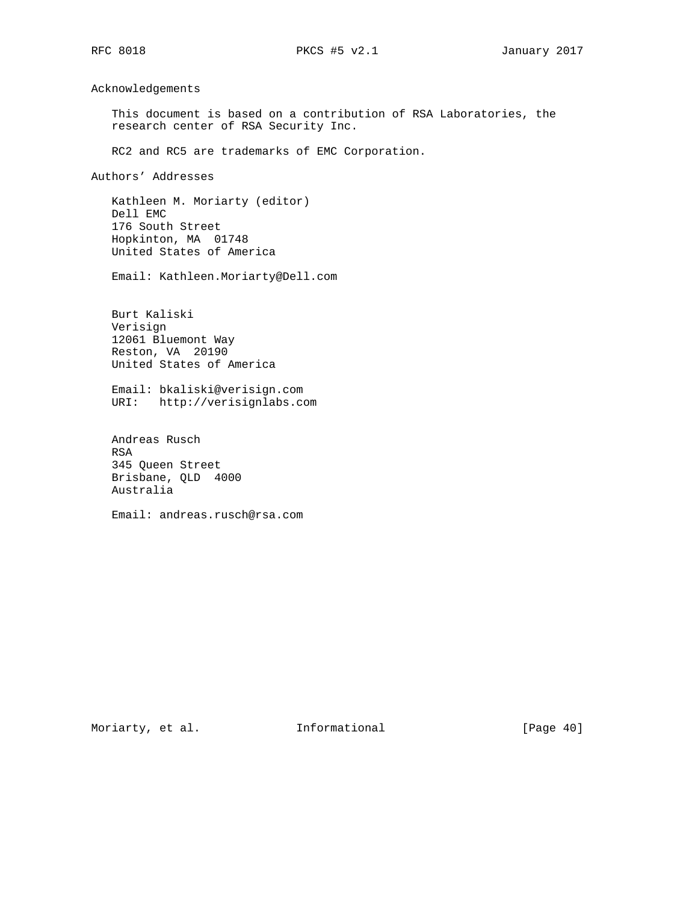## Acknowledgements

This document is based on a contribution of RSA Laboratories, the research center of RSA Security Inc.

RC2 and RC5 are trademarks of EMC Corporation.

## Authors' Addresses

Kathleen M. Moriarty (editor)
Dell EMC
176 South Street
Hopkinton, MA  01748
United States of America

Email: Kathleen.Moriarty@Dell.com

Burt Kaliski
Verisign
12061 Bluemont Way
Reston, VA  20190
United States of America

Email: bkaliski@verisign.com
URI:   http://verisignlabs.com

Andreas Rusch
RSA
345 Queen Street
Brisbane, QLD  4000
Australia

Email: andreas.rusch@rsa.com